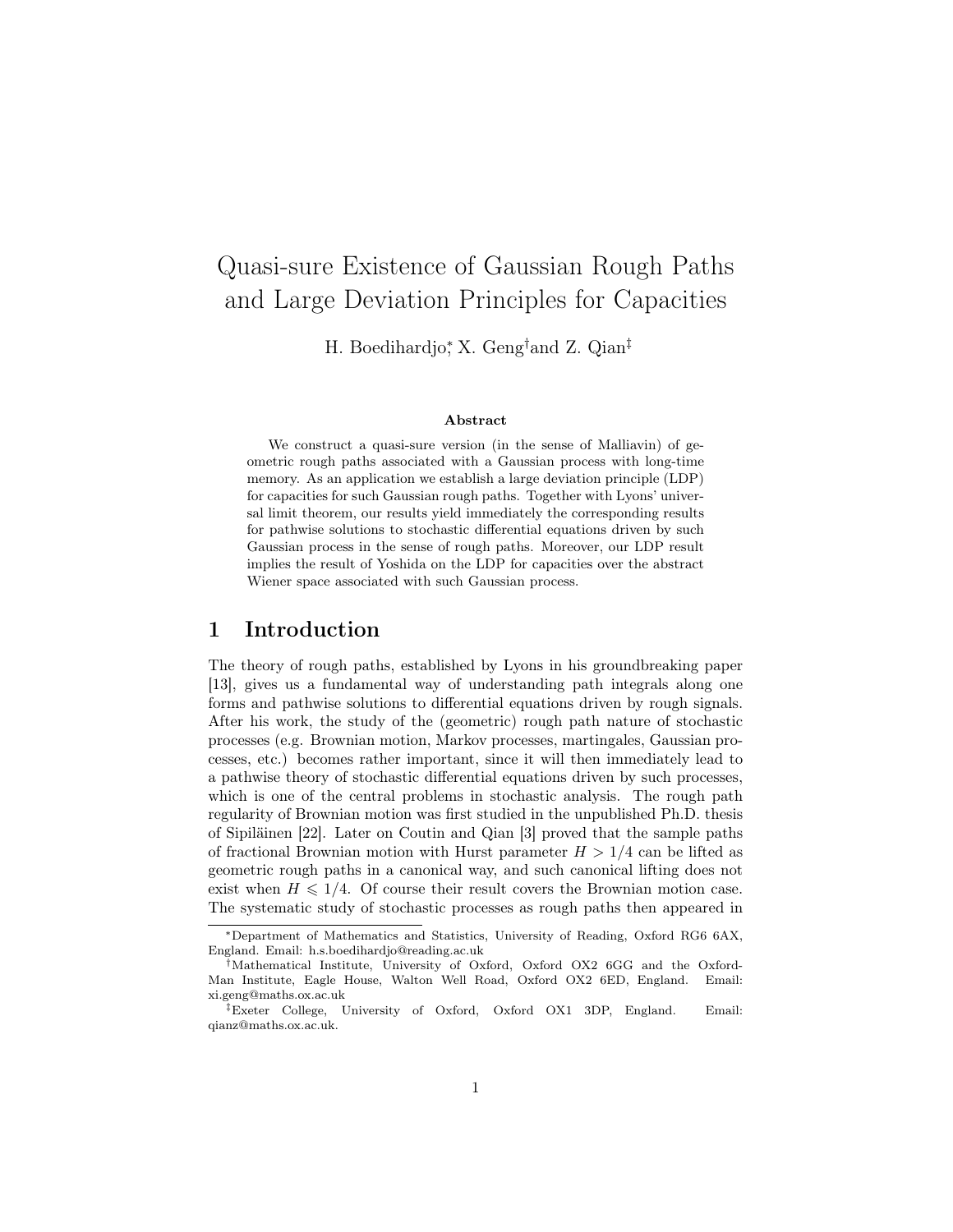# Quasi-sure Existence of Gaussian Rough Paths and Large Deviation Principles for Capacities

H. Boedihardjo[*], X. Geng[†] and Z. Qian[‡]

### Abstract

We construct a quasi-sure version (in the sense of Malliavin) of geometric rough paths associated with a Gaussian process with long-time memory. As an application we establish a large deviation principle (LDP) for capacities for such Gaussian rough paths. Together with Lyons' universal limit theorem, our results yield immediately the corresponding results for pathwise solutions to stochastic differential equations driven by such Gaussian process in the sense of rough paths. Moreover, our LDP result implies the result of Yoshida on the LDP for capacities over the abstract Wiener space associated with such Gaussian process.

## 1 Introduction

The theory of rough paths, established by Lyons in his groundbreaking paper [13], gives us a fundamental way of understanding path integrals along one forms and pathwise solutions to differential equations driven by rough signals. After his work, the study of the (geometric) rough path nature of stochastic processes (e.g. Brownian motion, Markov processes, martingales, Gaussian processes, etc.) becomes rather important, since it will then immediately lead to a pathwise theory of stochastic differential equations driven by such processes, which is one of the central problems in stochastic analysis. The rough path regularity of Brownian motion was first studied in the unpublished Ph.D. thesis of Sipiläinen [22]. Later on Coutin and Qian [3] proved that the sample paths of fractional Brownian motion with Hurst parameter $H > 1/4$ can be lifted as geometric rough paths in a canonical way, and such canonical lifting does not exist when $H \leqslant 1/4$. Of course their result covers the Brownian motion case. The systematic study of stochastic processes as rough paths then appeared in

---

[*] Department of Mathematics and Statistics, University of Reading, Oxford RG6 6AX, England. Email: h.s.boedihardjo@reading.ac.uk

[†] Mathematical Institute, University of Oxford, Oxford OX2 6GG and the Oxford-Man Institute, Eagle House, Walton Well Road, Oxford OX2 6ED, England. Email: xi.geng@maths.ox.ac.uk

[‡] Exeter College, University of Oxford, Oxford OX1 3DP, England. Email: qianz@maths.ox.ac.uk.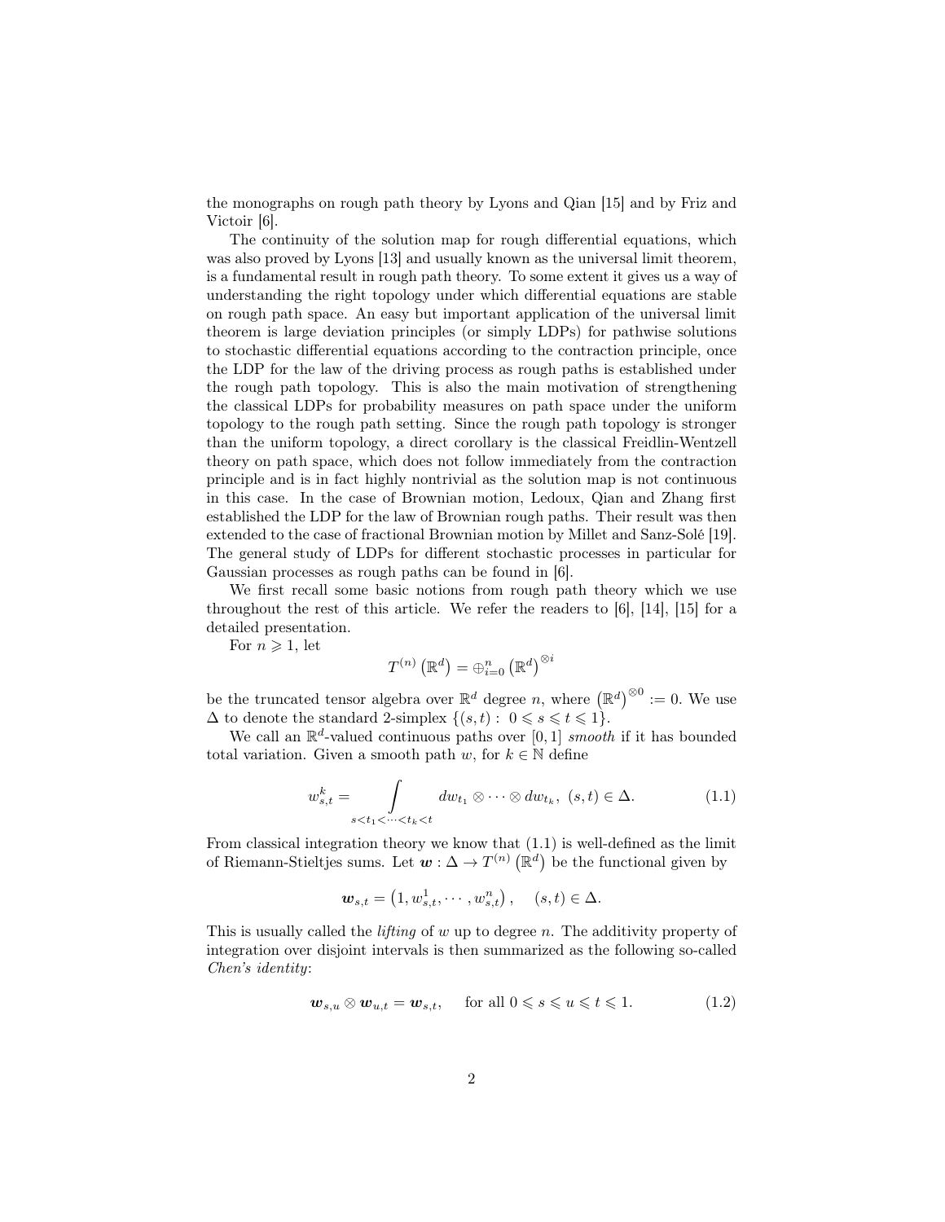the monographs on rough path theory by Lyons and Qian [15] and by Friz and Victoir [6].

The continuity of the solution map for rough differential equations, which was also proved by Lyons [13] and usually known as the universal limit theorem, is a fundamental result in rough path theory. To some extent it gives us a way of understanding the right topology under which differential equations are stable on rough path space. An easy but important application of the universal limit theorem is large deviation principles (or simply LDPs) for pathwise solutions to stochastic differential equations according to the contraction principle, once the LDP for the law of the driving process as rough paths is established under the rough path topology. This is also the main motivation of strengthening the classical LDPs for probability measures on path space under the uniform topology to the rough path setting. Since the rough path topology is stronger than the uniform topology, a direct corollary is the classical Freidlin-Wentzell theory on path space, which does not follow immediately from the contraction principle and is in fact highly nontrivial as the solution map is not continuous in this case. In the case of Brownian motion, Ledoux, Qian and Zhang first established the LDP for the law of Brownian rough paths. Their result was then extended to the case of fractional Brownian motion by Millet and Sanz-Solé [19]. The general study of LDPs for different stochastic processes in particular for Gaussian processes as rough paths can be found in [6].

We first recall some basic notions from rough path theory which we use throughout the rest of this article. We refer the readers to [6], [14], [15] for a detailed presentation.

For $n \geqslant 1$, let

$$T^{(n)}\left(\mathbb{R}^d\right) = \oplus_{i=0}^n \left(\mathbb{R}^d\right)^{\otimes i}$$

be the truncated tensor algebra over $\mathbb{R}^d$ degree $n$, where $\left(\mathbb{R}^d\right)^{\otimes 0} := 0$. We use $\Delta$ to denote the standard 2-simplex $\{(s,t) : \ 0 \leqslant s \leqslant t \leqslant 1\}$.

We call an $\mathbb{R}^d$-valued continuous paths over $[0,1]$ *smooth* if it has bounded total variation. Given a smooth path $w$, for $k \in \mathbb{N}$ define

$$w_{s,t}^k = \int\limits_{s<t_1<\cdots<t_k<t} dw_{t_1} \otimes \cdots \otimes dw_{t_k}, \ (s,t) \in \Delta. \tag{1.1}$$

From classical integration theory we know that (1.1) is well-defined as the limit of Riemann-Stieltjes sums. Let $\boldsymbol{w} : \Delta \to T^{(n)}\left(\mathbb{R}^d\right)$ be the functional given by

$$\boldsymbol{w}_{s,t} = \left(1, w_{s,t}^1, \cdots, w_{s,t}^n\right), \quad (s,t) \in \Delta.$$

This is usually called the *lifting* of $w$ up to degree $n$. The additivity property of integration over disjoint intervals is then summarized as the following so-called *Chen's identity*:

$$\boldsymbol{w}_{s,u} \otimes \boldsymbol{w}_{u,t} = \boldsymbol{w}_{s,t}, \quad \text{for all } 0 \leqslant s \leqslant u \leqslant t \leqslant 1. \tag{1.2}$$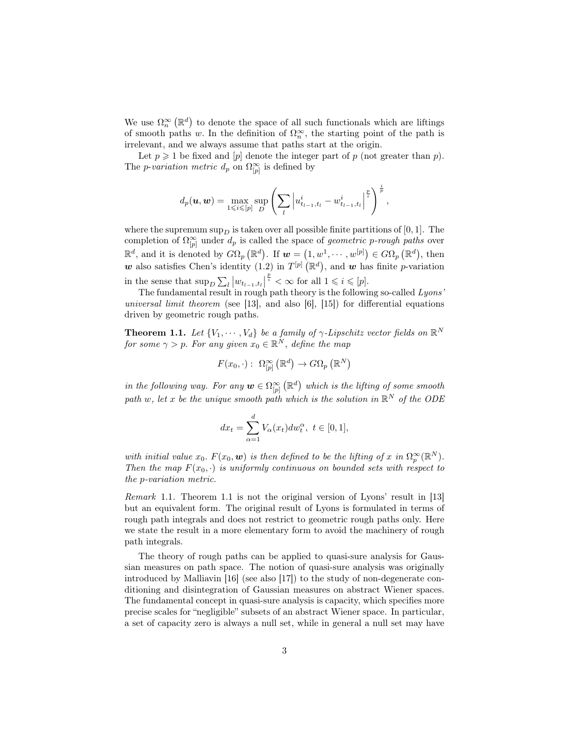We use $\Omega_n^\infty\left(\mathbb{R}^d\right)$ to denote the space of all such functionals which are liftings of smooth paths $w$. In the definition of $\Omega_n^\infty$, the starting point of the path is irrelevant, and we always assume that paths start at the origin.

Let $p \geqslant 1$ be fixed and $[p]$ denote the integer part of $p$ (not greater than $p$). The *p-variation metric* $d_p$ on $\Omega_{[p]}^\infty$ is defined by

$$d_p(\boldsymbol{u}, \boldsymbol{w}) = \max_{1 \leqslant i \leqslant [p]} \sup_D \left( \sum_l \left| u^i_{t_{l-1},t_l} - w^i_{t_{l-1},t_l} \right|^{\frac{p}{i}} \right)^{\frac{i}{p}},$$

where the supremum $\sup_D$ is taken over all possible finite partitions of $[0,1]$. The completion of $\Omega_{[p]}^\infty$ under $d_p$ is called the space of *geometric p-rough paths* over $\mathbb{R}^d$, and it is denoted by $G\Omega_p\left(\mathbb{R}^d\right)$. If $\boldsymbol{w} = \left(1, w^1, \cdots, w^{[p]}\right) \in G\Omega_p\left(\mathbb{R}^d\right)$, then $\boldsymbol{w}$ also satisfies Chen's identity (1.2) in $T^{[p]}\left(\mathbb{R}^d\right)$, and $\boldsymbol{w}$ has finite $p$-variation in the sense that $\sup_D \sum_l \left| w_{t_{l-1},t_l} \right|^{\frac{p}{i}} < \infty$ for all $1 \leqslant i \leqslant [p]$.

The fundamental result in rough path theory is the following so-called *Lyons' universal limit theorem* (see [13], and also [6], [15]) for differential equations driven by geometric rough paths.

**Theorem 1.1.** *Let $\{V_1, \cdots, V_d\}$ be a family of $\gamma$-Lipschitz vector fields on $\mathbb{R}^N$ for some $\gamma > p$. For any given $x_0 \in \mathbb{R}^N$, define the map*

$$F(x_0, \cdot) : \ \Omega_{[p]}^\infty\left(\mathbb{R}^d\right) \to G\Omega_p\left(\mathbb{R}^N\right)$$

*in the following way. For any $\boldsymbol{w} \in \Omega_{[p]}^\infty\left(\mathbb{R}^d\right)$ which is the lifting of some smooth path $w$, let $x$ be the unique smooth path which is the solution in $\mathbb{R}^N$ of the ODE*

$$dx_t = \sum_{\alpha=1}^d V_\alpha(x_t) dw_t^\alpha, \ \ t \in [0,1],$$

*with initial value $x_0$. $F(x_0, \boldsymbol{w})$ is then defined to be the lifting of $x$ in $\Omega_p^\infty(\mathbb{R}^N)$. Then the map $F(x_0, \cdot)$ is uniformly continuous on bounded sets with respect to the p-variation metric.*

*Remark* 1.1. Theorem 1.1 is not the original version of Lyons' result in [13] but an equivalent form. The original result of Lyons is formulated in terms of rough path integrals and does not restrict to geometric rough paths only. Here we state the result in a more elementary form to avoid the machinery of rough path integrals.

The theory of rough paths can be applied to quasi-sure analysis for Gaussian measures on path space. The notion of quasi-sure analysis was originally introduced by Malliavin [16] (see also [17]) to the study of non-degenerate conditioning and disintegration of Gaussian measures on abstract Wiener spaces. The fundamental concept in quasi-sure analysis is capacity, which specifies more precise scales for "negligible" subsets of an abstract Wiener space. In particular, a set of capacity zero is always a null set, while in general a null set may have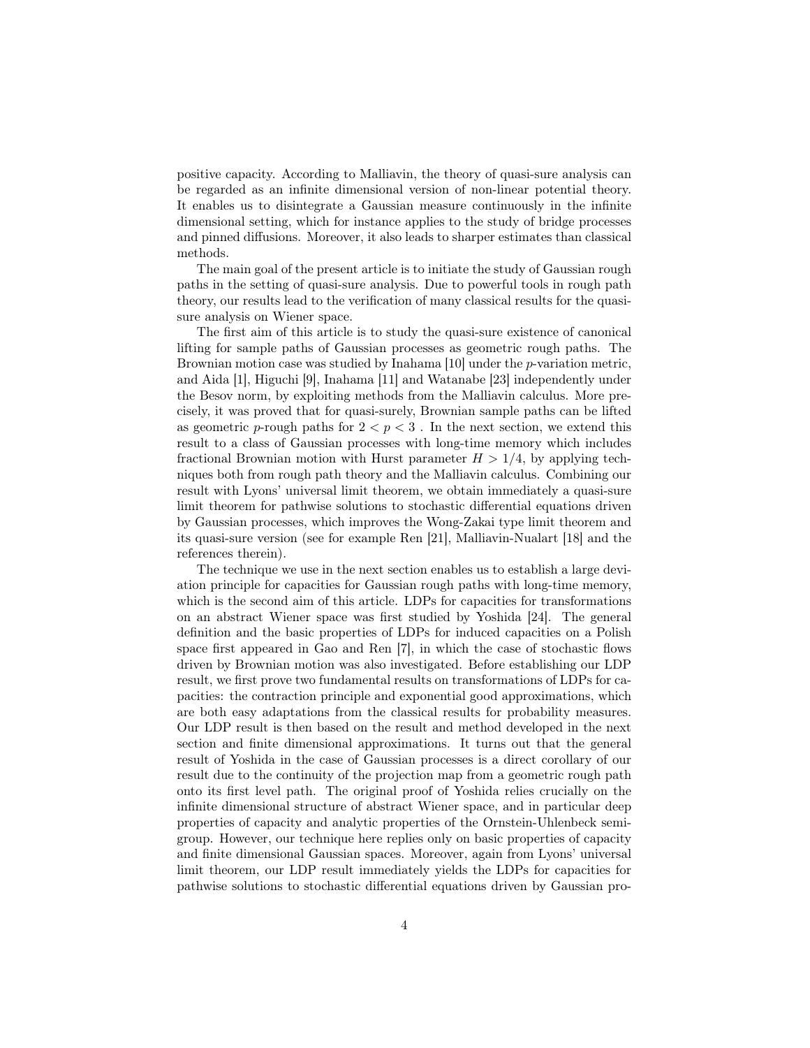positive capacity. According to Malliavin, the theory of quasi-sure analysis can be regarded as an infinite dimensional version of non-linear potential theory. It enables us to disintegrate a Gaussian measure continuously in the infinite dimensional setting, which for instance applies to the study of bridge processes and pinned diffusions. Moreover, it also leads to sharper estimates than classical methods.

The main goal of the present article is to initiate the study of Gaussian rough paths in the setting of quasi-sure analysis. Due to powerful tools in rough path theory, our results lead to the verification of many classical results for the quasi-sure analysis on Wiener space.

The first aim of this article is to study the quasi-sure existence of canonical lifting for sample paths of Gaussian processes as geometric rough paths. The Brownian motion case was studied by Inahama [10] under the $p$-variation metric, and Aida [1], Higuchi [9], Inahama [11] and Watanabe [23] independently under the Besov norm, by exploiting methods from the Malliavin calculus. More precisely, it was proved that for quasi-surely, Brownian sample paths can be lifted as geometric $p$-rough paths for $2 < p < 3$ . In the next section, we extend this result to a class of Gaussian processes with long-time memory which includes fractional Brownian motion with Hurst parameter $H > 1/4$, by applying techniques both from rough path theory and the Malliavin calculus. Combining our result with Lyons' universal limit theorem, we obtain immediately a quasi-sure limit theorem for pathwise solutions to stochastic differential equations driven by Gaussian processes, which improves the Wong-Zakai type limit theorem and its quasi-sure version (see for example Ren [21], Malliavin-Nualart [18] and the references therein).

The technique we use in the next section enables us to establish a large deviation principle for capacities for Gaussian rough paths with long-time memory, which is the second aim of this article. LDPs for capacities for transformations on an abstract Wiener space was first studied by Yoshida [24]. The general definition and the basic properties of LDPs for induced capacities on a Polish space first appeared in Gao and Ren [7], in which the case of stochastic flows driven by Brownian motion was also investigated. Before establishing our LDP result, we first prove two fundamental results on transformations of LDPs for capacities: the contraction principle and exponential good approximations, which are both easy adaptations from the classical results for probability measures. Our LDP result is then based on the result and method developed in the next section and finite dimensional approximations. It turns out that the general result of Yoshida in the case of Gaussian processes is a direct corollary of our result due to the continuity of the projection map from a geometric rough path onto its first level path. The original proof of Yoshida relies crucially on the infinite dimensional structure of abstract Wiener space, and in particular deep properties of capacity and analytic properties of the Ornstein-Uhlenbeck semigroup. However, our technique here replies only on basic properties of capacity and finite dimensional Gaussian spaces. Moreover, again from Lyons' universal limit theorem, our LDP result immediately yields the LDPs for capacities for pathwise solutions to stochastic differential equations driven by Gaussian pro-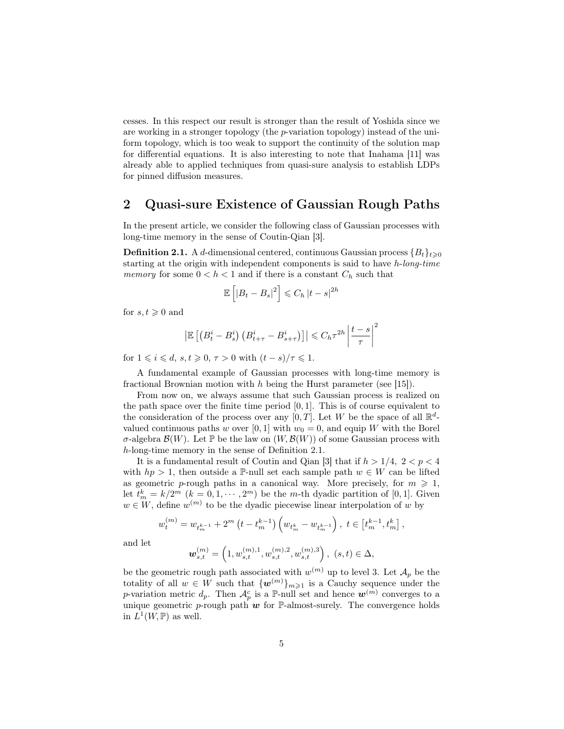cesses. In this respect our result is stronger than the result of Yoshida since we are working in a stronger topology (the $p$-variation topology) instead of the uniform topology, which is too weak to support the continuity of the solution map for differential equations. It is also interesting to note that Inahama [11] was already able to applied techniques from quasi-sure analysis to establish LDPs for pinned diffusion measures.

## 2 Quasi-sure Existence of Gaussian Rough Paths

In the present article, we consider the following class of Gaussian processes with long-time memory in the sense of Coutin-Qian [3].

**Definition 2.1.** A $d$-dimensional centered, continuous Gaussian process $\{B_t\}_{t\geqslant 0}$ starting at the origin with independent components is said to have *$h$-long-time memory* for some $0 < h < 1$ and if there is a constant $C_h$ such that

$$\mathbb{E}\left[|B_t - B_s|^2\right] \leqslant C_h |t-s|^{2h}$$

for $s, t \geqslant 0$ and

$$\left|\mathbb{E}\left[\left(B_t^i - B_s^i\right)\left(B_{t+\tau}^i - B_{s+\tau}^i\right)\right]\right| \leqslant C_h \tau^{2h} \left|\frac{t-s}{\tau}\right|^2$$

for $1 \leqslant i \leqslant d$, $s, t \geqslant 0$, $\tau > 0$ with $(t-s)/\tau \leqslant 1$.

A fundamental example of Gaussian processes with long-time memory is fractional Brownian motion with $h$ being the Hurst parameter (see [15]).

From now on, we always assume that such Gaussian process is realized on the path space over the finite time period $[0,1]$. This is of course equivalent to the consideration of the process over any $[0,T]$. Let $W$ be the space of all $\mathbb{R}^d$-valued continuous paths $w$ over $[0,1]$ with $w_0 = 0$, and equip $W$ with the Borel $\sigma$-algebra $\mathcal{B}(W)$. Let $\mathbb{P}$ be the law on $(W, \mathcal{B}(W))$ of some Gaussian process with $h$-long-time memory in the sense of Definition 2.1.

It is a fundamental result of Coutin and Qian [3] that if $h > 1/4$, $2 < p < 4$ with $hp > 1$, then outside a $\mathbb{P}$-null set each sample path $w \in W$ can be lifted as geometric $p$-rough paths in a canonical way. More precisely, for $m \geqslant 1$, let $t_m^k = k/2^m$ $(k = 0, 1, \cdots, 2^m)$ be the $m$-th dyadic partition of $[0,1]$. Given $w \in W$, define $w^{(m)}$ to be the dyadic piecewise linear interpolation of $w$ by

$$w_t^{(m)} = w_{t_m^{k-1}} + 2^m\left(t - t_m^{k-1}\right)\left(w_{t_m^k} - w_{t_m^{k-1}}\right),\ t \in \left[t_m^{k-1}, t_m^k\right],$$

and let

$$\boldsymbol{w}_{s,t}^{(m)} = \left(1, w_{s,t}^{(m),1}, w_{s,t}^{(m),2}, w_{s,t}^{(m),3}\right),\ (s,t) \in \Delta,$$

be the geometric rough path associated with $w^{(m)}$ up to level 3. Let $\mathcal{A}_p$ be the totality of all $w \in W$ such that $\{\boldsymbol{w}^{(m)}\}_{m\geqslant 1}$ is a Cauchy sequence under the $p$-variation metric $d_p$. Then $\mathcal{A}_p^c$ is a $\mathbb{P}$-null set and hence $\boldsymbol{w}^{(m)}$ converges to a unique geometric $p$-rough path $\boldsymbol{w}$ for $\mathbb{P}$-almost-surely. The convergence holds in $L^1(W, \mathbb{P})$ as well.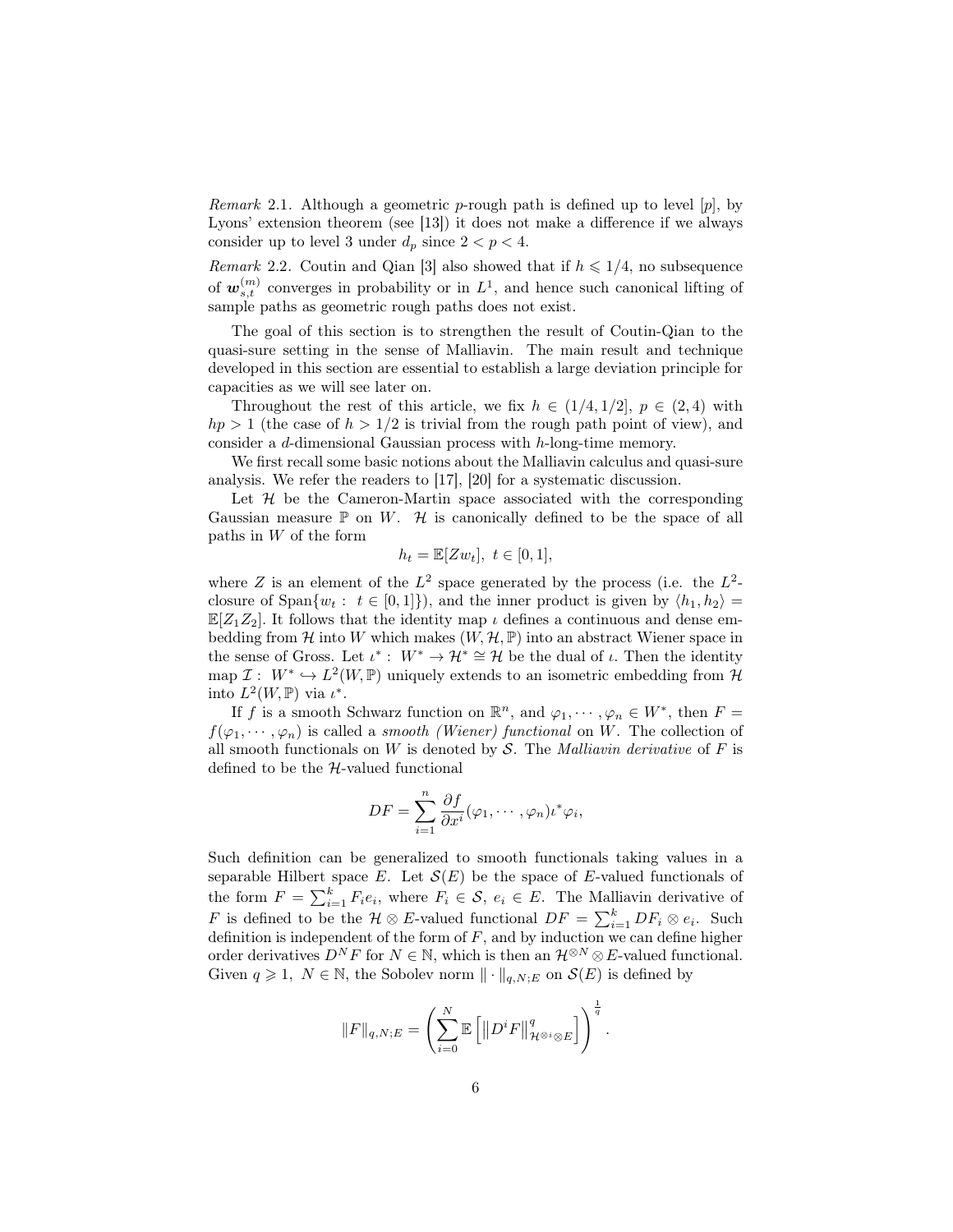*Remark* 2.1. Although a geometric $p$-rough path is defined up to level $[p]$, by Lyons' extension theorem (see [13]) it does not make a difference if we always consider up to level 3 under $d_p$ since $2 < p < 4$.

*Remark* 2.2. Coutin and Qian [3] also showed that if $h \leqslant 1/4$, no subsequence of $\boldsymbol{w}_{s,t}^{(m)}$ converges in probability or in $L^1$, and hence such canonical lifting of sample paths as geometric rough paths does not exist.

The goal of this section is to strengthen the result of Coutin-Qian to the quasi-sure setting in the sense of Malliavin. The main result and technique developed in this section are essential to establish a large deviation principle for capacities as we will see later on.

Throughout the rest of this article, we fix $h \in (1/4, 1/2]$, $p \in (2, 4)$ with $hp > 1$ (the case of $h > 1/2$ is trivial from the rough path point of view), and consider a $d$-dimensional Gaussian process with $h$-long-time memory.

We first recall some basic notions about the Malliavin calculus and quasi-sure analysis. We refer the readers to [17], [20] for a systematic discussion.

Let $\mathcal{H}$ be the Cameron-Martin space associated with the corresponding Gaussian measure $\mathbb{P}$ on $W$. $\mathcal{H}$ is canonically defined to be the space of all paths in $W$ of the form

$$h_t = \mathbb{E}[Zw_t],\ t \in [0, 1],$$

where $Z$ is an element of the $L^2$ space generated by the process (i.e. the $L^2$-closure of $\mathrm{Span}\{w_t :\ t \in [0, 1]\}$), and the inner product is given by $\langle h_1, h_2 \rangle = \mathbb{E}[Z_1 Z_2]$. It follows that the identity map $\iota$ defines a continuous and dense embedding from $\mathcal{H}$ into $W$ which makes $(W, \mathcal{H}, \mathbb{P})$ into an abstract Wiener space in the sense of Gross. Let $\iota^* :\ W^* \to \mathcal{H}^* \cong \mathcal{H}$ be the dual of $\iota$. Then the identity map $\mathcal{I} :\ W^* \hookrightarrow L^2(W, \mathbb{P})$ uniquely extends to an isometric embedding from $\mathcal{H}$ into $L^2(W, \mathbb{P})$ via $\iota^*$.

If $f$ is a smooth Schwarz function on $\mathbb{R}^n$, and $\varphi_1, \cdots, \varphi_n \in W^*$, then $F = f(\varphi_1, \cdots, \varphi_n)$ is called a *smooth (Wiener) functional* on $W$. The collection of all smooth functionals on $W$ is denoted by $\mathcal{S}$. The *Malliavin derivative* of $F$ is defined to be the $\mathcal{H}$-valued functional

$$DF = \sum_{i=1}^{n} \frac{\partial f}{\partial x^i}(\varphi_1, \cdots, \varphi_n)\iota^*\varphi_i,$$

Such definition can be generalized to smooth functionals taking values in a separable Hilbert space $E$. Let $\mathcal{S}(E)$ be the space of $E$-valued functionals of the form $F = \sum_{i=1}^{k} F_i e_i$, where $F_i \in \mathcal{S}$, $e_i \in E$. The Malliavin derivative of $F$ is defined to be the $\mathcal{H} \otimes E$-valued functional $DF = \sum_{i=1}^{k} DF_i \otimes e_i$. Such definition is independent of the form of $F$, and by induction we can define higher order derivatives $D^N F$ for $N \in \mathbb{N}$, which is then an $\mathcal{H}^{\otimes N} \otimes E$-valued functional. Given $q \geqslant 1$, $N \in \mathbb{N}$, the Sobolev norm $\| \cdot \|_{q,N;E}$ on $\mathcal{S}(E)$ is defined by

$$\|F\|_{q,N;E} = \left( \sum_{i=0}^{N} \mathbb{E}\left[ \|D^i F\|_{\mathcal{H}^{\otimes i} \otimes E}^q \right] \right)^{\frac{1}{q}}.$$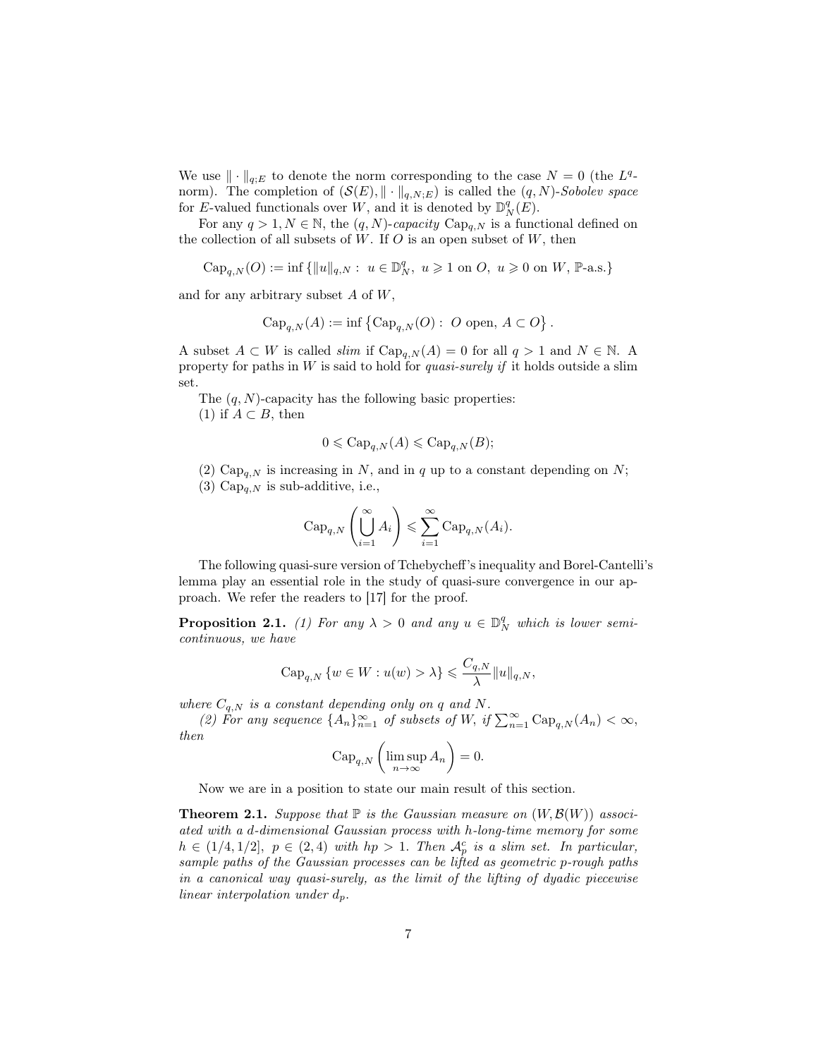We use $\|\cdot\|_{q;E}$ to denote the norm corresponding to the case $N=0$ (the $L^q$-norm). The completion of $(\mathcal{S}(E), \|\cdot\|_{q,N;E})$ is called the $(q,N)$-*Sobolev space* for $E$-valued functionals over $W$, and it is denoted by $\mathbb{D}^q_N(E)$.

For any $q>1, N\in\mathbb{N}$, the $(q,N)$-*capacity* $\mathrm{Cap}_{q,N}$ is a functional defined on the collection of all subsets of $W$. If $O$ is an open subset of $W$, then

$$\mathrm{Cap}_{q,N}(O) := \inf\{\|u\|_{q,N} : \ u\in\mathbb{D}^q_N, \ u\geqslant 1 \text{ on } O, \ u\geqslant 0 \text{ on } W, \ \mathbb{P}\text{-a.s.}\}$$

and for any arbitrary subset $A$ of $W$,

$$\mathrm{Cap}_{q,N}(A) := \inf\left\{\mathrm{Cap}_{q,N}(O) : \ O \text{ open}, \ A\subset O\right\}.$$

A subset $A\subset W$ is called *slim* if $\mathrm{Cap}_{q,N}(A)=0$ for all $q>1$ and $N\in\mathbb{N}$. A property for paths in $W$ is said to hold for *quasi-surely if* it holds outside a slim set.

The $(q,N)$-capacity has the following basic properties:
(1) if $A\subset B$, then

$$0\leqslant \mathrm{Cap}_{q,N}(A)\leqslant \mathrm{Cap}_{q,N}(B);$$

(2) $\mathrm{Cap}_{q,N}$ is increasing in $N$, and in $q$ up to a constant depending on $N$;
(3) $\mathrm{Cap}_{q,N}$ is sub-additive, i.e.,

$$\mathrm{Cap}_{q,N}\left(\bigcup_{i=1}^{\infty} A_i\right)\leqslant \sum_{i=1}^{\infty}\mathrm{Cap}_{q,N}(A_i).$$

The following quasi-sure version of Tchebycheff's inequality and Borel-Cantelli's lemma play an essential role in the study of quasi-sure convergence in our approach. We refer the readers to [17] for the proof.

**Proposition 2.1.** *(1) For any $\lambda>0$ and any $u\in\mathbb{D}^q_N$ which is lower semi-continuous, we have*

$$\mathrm{Cap}_{q,N}\{w\in W : u(w)>\lambda\}\leqslant \frac{C_{q,N}}{\lambda}\|u\|_{q,N},$$

*where $C_{q,N}$ is a constant depending only on $q$ and $N$.*

*(2) For any sequence $\{A_n\}_{n=1}^{\infty}$ of subsets of $W$, if $\sum_{n=1}^{\infty}\mathrm{Cap}_{q,N}(A_n)<\infty$, then*

$$\mathrm{Cap}_{q,N}\left(\limsup_{n\to\infty} A_n\right)=0.$$

Now we are in a position to state our main result of this section.

**Theorem 2.1.** *Suppose that $\mathbb{P}$ is the Gaussian measure on $(W,\mathcal{B}(W))$ associated with a $d$-dimensional Gaussian process with $h$-long-time memory for some $h\in(1/4,1/2]$, $p\in(2,4)$ with $hp>1$. Then $\mathcal{A}_p^c$ is a slim set. In particular, sample paths of the Gaussian processes can be lifted as geometric $p$-rough paths in a canonical way quasi-surely, as the limit of the lifting of dyadic piecewise linear interpolation under $d_p$.*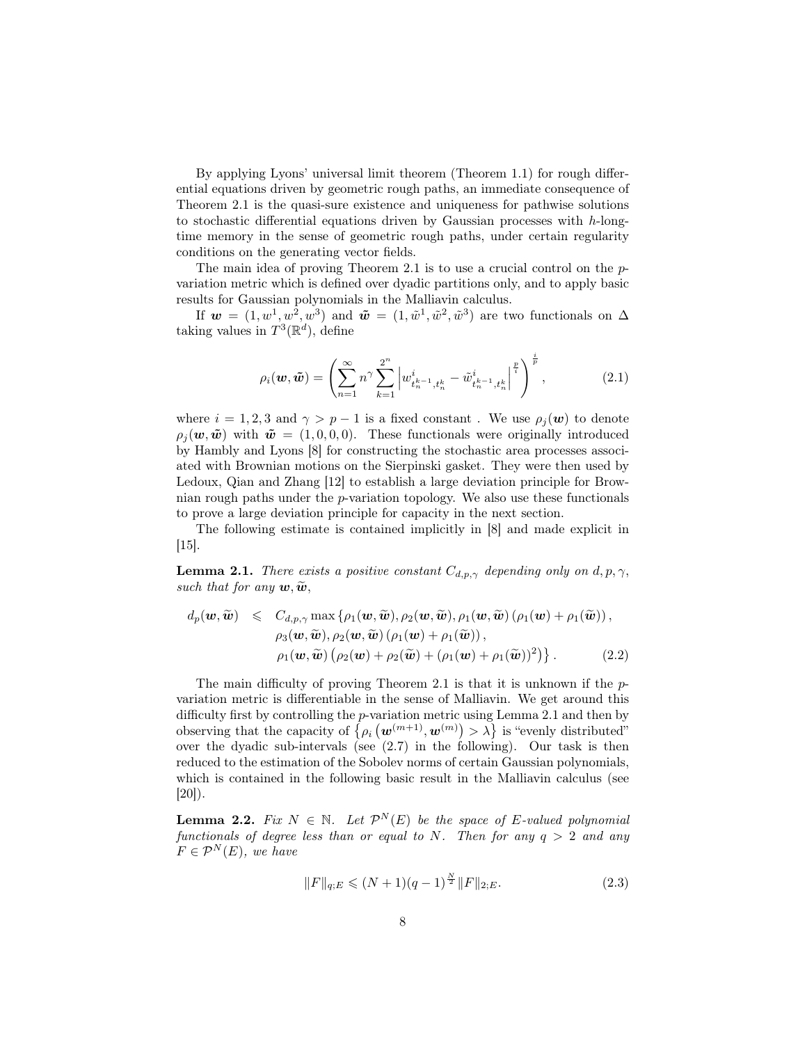By applying Lyons' universal limit theorem (Theorem 1.1) for rough differential equations driven by geometric rough paths, an immediate consequence of Theorem 2.1 is the quasi-sure existence and uniqueness for pathwise solutions to stochastic differential equations driven by Gaussian processes with $h$-long-time memory in the sense of geometric rough paths, under certain regularity conditions on the generating vector fields.

The main idea of proving Theorem 2.1 is to use a crucial control on the $p$-variation metric which is defined over dyadic partitions only, and to apply basic results for Gaussian polynomials in the Malliavin calculus.

If $\boldsymbol{w} = (1, w^1, w^2, w^3)$ and $\tilde{\boldsymbol{w}} = (1, \tilde{w}^1, \tilde{w}^2, \tilde{w}^3)$ are two functionals on $\Delta$ taking values in $T^3(\mathbb{R}^d)$, define

$$\rho_i(\boldsymbol{w}, \tilde{\boldsymbol{w}}) = \left( \sum_{n=1}^{\infty} n^{\gamma} \sum_{k=1}^{2^n} \left| w^i_{t_n^{k-1}, t_n^k} - \tilde{w}^i_{t_n^{k-1}, t_n^k} \right|^{\frac{p}{i}} \right)^{\frac{i}{p}}, \tag{2.1}$$

where $i = 1, 2, 3$ and $\gamma > p - 1$ is a fixed constant . We use $\rho_j(\boldsymbol{w})$ to denote $\rho_j(\boldsymbol{w}, \tilde{\boldsymbol{w}})$ with $\tilde{\boldsymbol{w}} = (1, 0, 0, 0)$. These functionals were originally introduced by Hambly and Lyons [8] for constructing the stochastic area processes associated with Brownian motions on the Sierpinski gasket. They were then used by Ledoux, Qian and Zhang [12] to establish a large deviation principle for Brownian rough paths under the $p$-variation topology. We also use these functionals to prove a large deviation principle for capacity in the next section.

The following estimate is contained implicitly in [8] and made explicit in [15].

**Lemma 2.1.** *There exists a positive constant $C_{d,p,\gamma}$ depending only on $d, p, \gamma$, such that for any $\boldsymbol{w}, \widetilde{\boldsymbol{w}}$,*

$$\begin{aligned} d_p(\boldsymbol{w}, \widetilde{\boldsymbol{w}}) \leqslant\ & C_{d,p,\gamma} \max \{ \rho_1(\boldsymbol{w}, \widetilde{\boldsymbol{w}}), \rho_2(\boldsymbol{w}, \widetilde{\boldsymbol{w}}), \rho_1(\boldsymbol{w}, \widetilde{\boldsymbol{w}}) \left( \rho_1(\boldsymbol{w}) + \rho_1(\widetilde{\boldsymbol{w}}) \right), \\ & \rho_3(\boldsymbol{w}, \widetilde{\boldsymbol{w}}), \rho_2(\boldsymbol{w}, \widetilde{\boldsymbol{w}}) \left( \rho_1(\boldsymbol{w}) + \rho_1(\widetilde{\boldsymbol{w}}) \right), \\ & \rho_1(\boldsymbol{w}, \widetilde{\boldsymbol{w}}) \left( \rho_2(\boldsymbol{w}) + \rho_2(\widetilde{\boldsymbol{w}}) + (\rho_1(\boldsymbol{w}) + \rho_1(\widetilde{\boldsymbol{w}}))^2 \right) \}. \end{aligned} \tag{2.2}$$

The main difficulty of proving Theorem 2.1 is that it is unknown if the $p$-variation metric is differentiable in the sense of Malliavin. We get around this difficulty first by controlling the $p$-variation metric using Lemma 2.1 and then by observing that the capacity of $\left\{ \rho_i \left( \boldsymbol{w}^{(m+1)}, \boldsymbol{w}^{(m)} \right) > \lambda \right\}$ is "evenly distributed" over the dyadic sub-intervals (see (2.7) in the following). Our task is then reduced to the estimation of the Sobolev norms of certain Gaussian polynomials, which is contained in the following basic result in the Malliavin calculus (see [20]).

**Lemma 2.2.** *Fix $N \in \mathbb{N}$. Let $\mathcal{P}^N(E)$ be the space of $E$-valued polynomial functionals of degree less than or equal to $N$. Then for any $q > 2$ and any $F \in \mathcal{P}^N(E)$, we have*

$$\|F\|_{q;E} \leqslant (N+1)(q-1)^{\frac{N}{2}} \|F\|_{2;E}. \tag{2.3}$$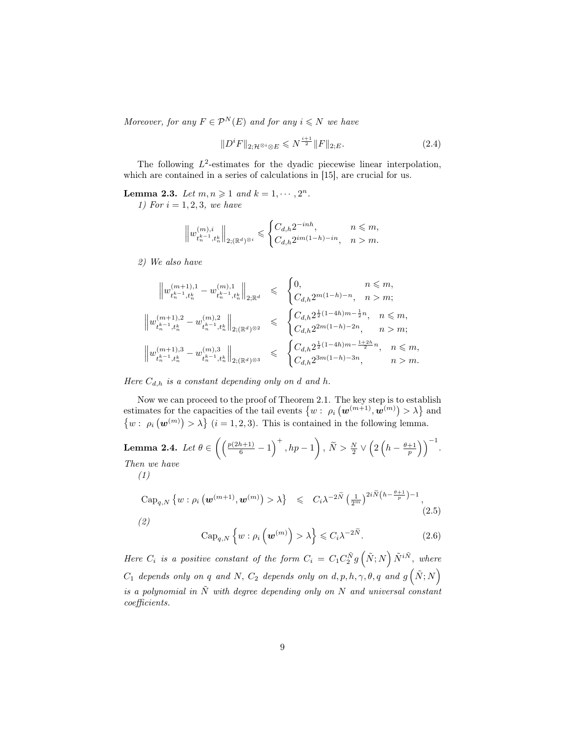*Moreover, for any $F \in \mathcal{P}^N(E)$ and for any $i \leqslant N$ we have*

$$\|D^i F\|_{2;\mathcal{H}^{\otimes i}\otimes E} \leqslant N^{\frac{i+1}{2}} \|F\|_{2;E}. \tag{2.4}$$

The following $L^2$-estimates for the dyadic piecewise linear interpolation, which are contained in a series of calculations in [15], are crucial for us.

**Lemma 2.3.** *Let $m, n \geqslant 1$ and $k = 1, \cdots, 2^n$.*

*1) For $i = 1, 2, 3$, we have*

$$\left\| w^{(m),i}_{t_n^{k-1}, t_n^k} \right\|_{2;(\mathbb{R}^d)^{\otimes i}} \leqslant \begin{cases} C_{d,h} 2^{-inh}, & n \leqslant m, \\ C_{d,h} 2^{im(1-h)-in}, & n > m. \end{cases}$$

*2) We also have*

$$\left\| w^{(m+1),1}_{t_n^{k-1}, t_n^k} - w^{(m),1}_{t_n^{k-1}, t_n^k} \right\|_{2;\mathbb{R}^d} \leqslant \begin{cases} 0, & n \leqslant m, \\ C_{d,h} 2^{m(1-h)-n}, & n > m; \end{cases}$$

$$\left\| w^{(m+1),2}_{t_n^{k-1}, t_n^k} - w^{(m),2}_{t_n^{k-1}, t_n^k} \right\|_{2;(\mathbb{R}^d)^{\otimes 2}} \leqslant \begin{cases} C_{d,h} 2^{\frac{1}{2}(1-4h)m - \frac{1}{2}n}, & n \leqslant m, \\ C_{d,h} 2^{2m(1-h)-2n}, & n > m; \end{cases}$$

$$\left\| w^{(m+1),3}_{t_n^{k-1}, t_n^k} - w^{(m),3}_{t_n^{k-1}, t_n^k} \right\|_{2;(\mathbb{R}^d)^{\otimes 3}} \leqslant \begin{cases} C_{d,h} 2^{\frac{1}{2}(1-4h)m - \frac{1+2h}{2}n}, & n \leqslant m, \\ C_{d,h} 2^{3m(1-h)-3n}, & n > m. \end{cases}$$

*Here $C_{d,h}$ is a constant depending only on $d$ and $h$.*

Now we can proceed to the proof of Theorem 2.1. The key step is to establish estimates for the capacities of the tail events $\left\{w : \rho_i\left(\boldsymbol{w}^{(m+1)}, \boldsymbol{w}^{(m)}\right) > \lambda\right\}$ and $\left\{w : \rho_i\left(\boldsymbol{w}^{(m)}\right) > \lambda\right\}$ $(i = 1, 2, 3)$. This is contained in the following lemma.

**Lemma 2.4.** *Let $\theta \in \left(\left(\frac{p(2h+1)}{6} - 1\right)^+, hp - 1\right)$, $\tilde{N} > \frac{N}{2} \vee \left(2\left(h - \frac{\theta+1}{p}\right)\right)^{-1}$. Then we have*

*(1)*

$$\mathrm{Cap}_{q,N}\left\{w : \rho_i\left(\boldsymbol{w}^{(m+1)}, \boldsymbol{w}^{(m)}\right) > \lambda\right\} \leqslant C_i \lambda^{-2\tilde{N}} \left(\tfrac{1}{2^m}\right)^{2i\tilde{N}\left(h - \frac{\theta+1}{p}\right) - 1}, \tag{2.5}$$

*(2)*

$$\mathrm{Cap}_{q,N}\left\{w : \rho_i\left(\boldsymbol{w}^{(m)}\right) > \lambda\right\} \leqslant C_i \lambda^{-2\tilde{N}}. \tag{2.6}$$

*Here $C_i$ is a positive constant of the form $C_i = C_1 C_2^{\tilde{N}} g\left(\tilde{N}; N\right) \tilde{N}^{i\tilde{N}}$, where $C_1$ depends only on $q$ and $N$, $C_2$ depends only on $d, p, h, \gamma, \theta, q$ and $g\left(\tilde{N}; N\right)$ is a polynomial in $\tilde{N}$ with degree depending only on $N$ and universal constant coefficients.*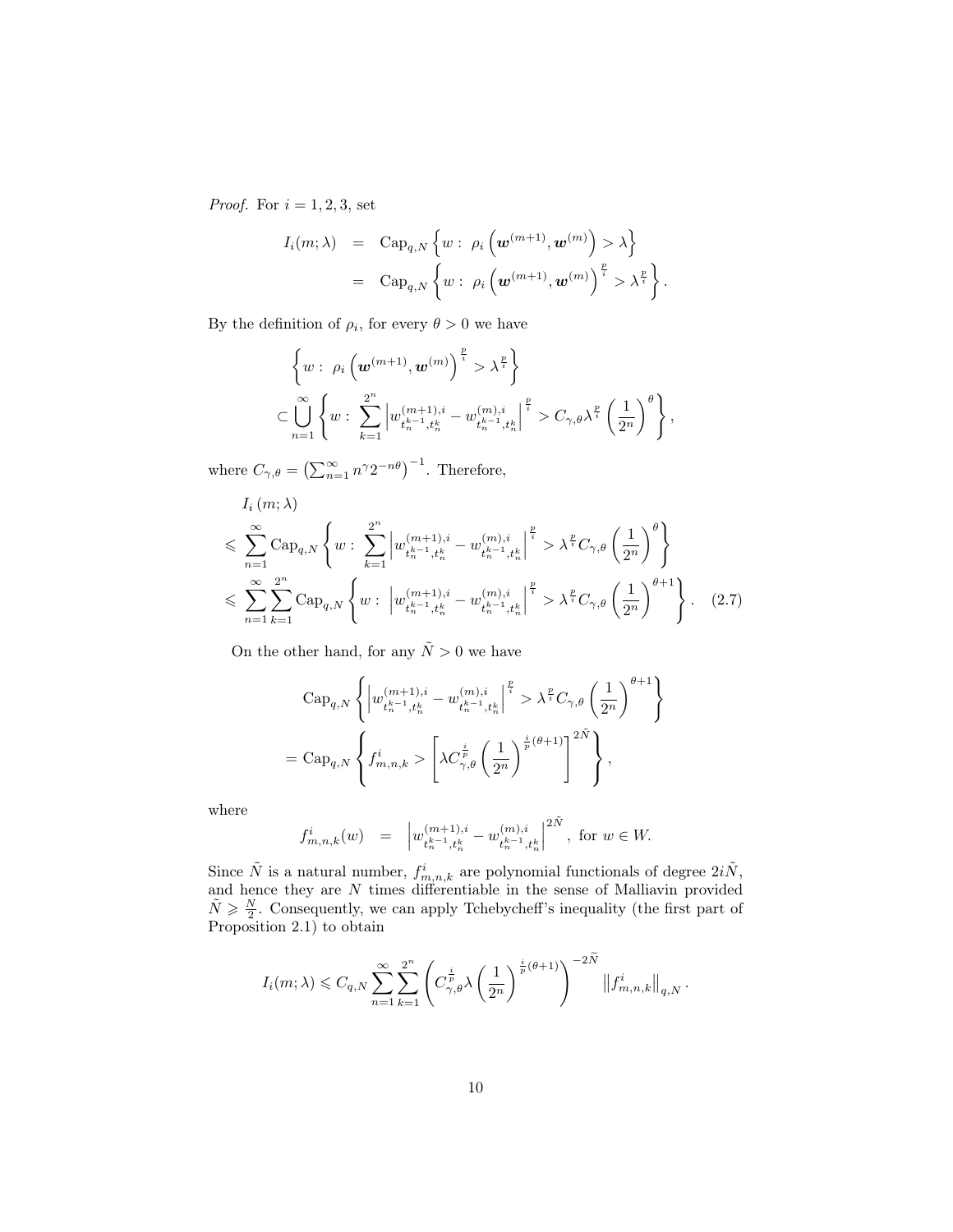*Proof.* For $i = 1, 2, 3$, set

$$
\begin{aligned}
I_i(m;\lambda) &= \mathrm{Cap}_{q,N}\left\{ w:\ \rho_i\left(\boldsymbol{w}^{(m+1)}, \boldsymbol{w}^{(m)}\right) > \lambda \right\} \\
&= \mathrm{Cap}_{q,N}\left\{ w:\ \rho_i\left(\boldsymbol{w}^{(m+1)}, \boldsymbol{w}^{(m)}\right)^{\frac{p}{i}} > \lambda^{\frac{p}{i}} \right\}.
\end{aligned}
$$

By the definition of $\rho_i$, for every $\theta > 0$ we have

$$
\begin{aligned}
&\left\{ w:\ \rho_i\left(\boldsymbol{w}^{(m+1)}, \boldsymbol{w}^{(m)}\right)^{\frac{p}{i}} > \lambda^{\frac{p}{i}} \right\} \\
&\subset \bigcup_{n=1}^{\infty} \left\{ w:\ \sum_{k=1}^{2^n} \left| w^{(m+1),i}_{t_n^{k-1}, t_n^k} - w^{(m),i}_{t_n^{k-1}, t_n^k} \right|^{\frac{p}{i}} > C_{\gamma,\theta} \lambda^{\frac{p}{i}} \left(\frac{1}{2^n}\right)^{\theta} \right\},
\end{aligned}
$$

where $C_{\gamma,\theta} = \left(\sum_{n=1}^{\infty} n^{\gamma} 2^{-n\theta}\right)^{-1}$. Therefore,

$$
\begin{aligned}
&I_i\left(m;\lambda\right) \\
&\leqslant \sum_{n=1}^{\infty} \mathrm{Cap}_{q,N}\left\{ w:\ \sum_{k=1}^{2^n} \left| w^{(m+1),i}_{t_n^{k-1}, t_n^k} - w^{(m),i}_{t_n^{k-1}, t_n^k} \right|^{\frac{p}{i}} > \lambda^{\frac{p}{i}} C_{\gamma,\theta} \left(\frac{1}{2^n}\right)^{\theta} \right\} \\
&\leqslant \sum_{n=1}^{\infty} \sum_{k=1}^{2^n} \mathrm{Cap}_{q,N}\left\{ w:\ \left| w^{(m+1),i}_{t_n^{k-1}, t_n^k} - w^{(m),i}_{t_n^{k-1}, t_n^k} \right|^{\frac{p}{i}} > \lambda^{\frac{p}{i}} C_{\gamma,\theta} \left(\frac{1}{2^n}\right)^{\theta+1} \right\}. \qquad (2.7)
\end{aligned}
$$

On the other hand, for any $\tilde{N} > 0$ we have

$$
\begin{aligned}
&\mathrm{Cap}_{q,N}\left\{ \left| w^{(m+1),i}_{t_n^{k-1}, t_n^k} - w^{(m),i}_{t_n^{k-1}, t_n^k} \right|^{\frac{p}{i}} > \lambda^{\frac{p}{i}} C_{\gamma,\theta} \left(\frac{1}{2^n}\right)^{\theta+1} \right\} \\
&= \mathrm{Cap}_{q,N}\left\{ f^i_{m,n,k} > \left[ \lambda C_{\gamma,\theta}^{\frac{i}{p}} \left(\frac{1}{2^n}\right)^{\frac{i}{p}(\theta+1)} \right]^{2\tilde{N}} \right\},
\end{aligned}
$$

where

$$
f^i_{m,n,k}(w) = \left| w^{(m+1),i}_{t_n^{k-1}, t_n^k} - w^{(m),i}_{t_n^{k-1}, t_n^k} \right|^{2\tilde{N}}, \text{ for } w \in W.
$$

Since $\tilde{N}$ is a natural number, $f^i_{m,n,k}$ are polynomial functionals of degree $2i\tilde{N}$, and hence they are $N$ times differentiable in the sense of Malliavin provided $\tilde{N} \geqslant \frac{N}{2}$. Consequently, we can apply Tchebycheff's inequality (the first part of Proposition 2.1) to obtain

$$
I_i(m;\lambda) \leqslant C_{q,N} \sum_{n=1}^{\infty} \sum_{k=1}^{2^n} \left( C_{\gamma,\theta}^{\frac{i}{p}} \lambda \left(\frac{1}{2^n}\right)^{\frac{i}{p}(\theta+1)} \right)^{-2\widetilde{N}} \left\| f^i_{m,n,k} \right\|_{q,N}.
$$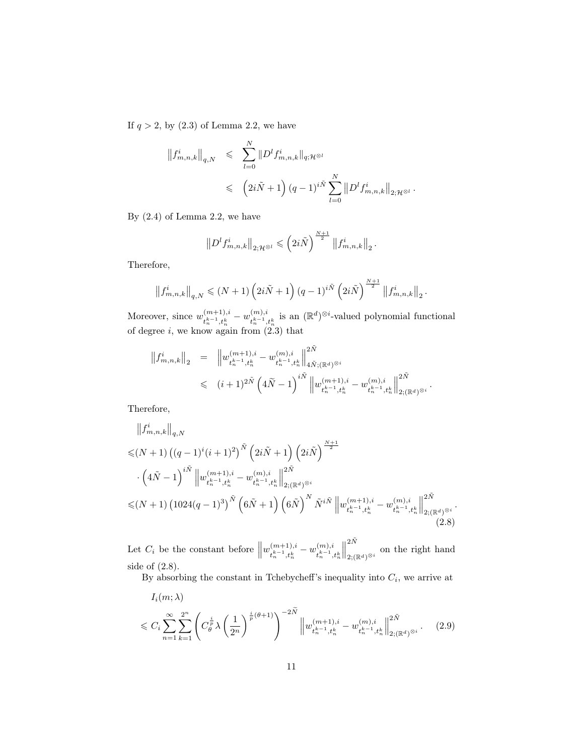If $q>2$, by (2.3) of Lemma 2.2, we have

$$
\begin{aligned}
\left\|f^i_{m,n,k}\right\|_{q,N} &\leqslant \sum_{l=0}^{N}\|D^l f^i_{m,n,k}\|_{q;\mathcal{H}^{\otimes l}} \\
&\leqslant \left(2i\tilde{N}+1\right)(q-1)^{i\tilde{N}}\sum_{l=0}^{N}\left\|D^l f^i_{m,n,k}\right\|_{2;\mathcal{H}^{\otimes l}}.
\end{aligned}
$$

By (2.4) of Lemma 2.2, we have

$$
\left\|D^l f^i_{m,n,k}\right\|_{2;\mathcal{H}^{\otimes l}} \leqslant \left(2i\tilde{N}\right)^{\frac{N+1}{2}}\left\|f^i_{m,n,k}\right\|_2.
$$

Therefore,

$$
\left\|f^i_{m,n,k}\right\|_{q,N} \leqslant (N+1)\left(2i\tilde{N}+1\right)(q-1)^{i\tilde{N}}\left(2i\tilde{N}\right)^{\frac{N+1}{2}}\left\|f^i_{m,n,k}\right\|_2.
$$

Moreover, since $w^{(m+1),i}_{t_n^{k-1},t_n^k}-w^{(m),i}_{t_n^{k-1},t_n^k}$ is an $(\mathbb{R}^d)^{\otimes i}$-valued polynomial functional of degree $i$, we know again from (2.3) that

$$
\begin{aligned}
\left\|f^i_{m,n,k}\right\|_2 &= \left\|w^{(m+1),i}_{t_n^{k-1},t_n^k}-w^{(m),i}_{t_n^{k-1},t_n^k}\right\|^{2\tilde{N}}_{4\tilde{N};(\mathbb{R}^d)^{\otimes i}} \\
&\leqslant (i+1)^{2\tilde{N}}\left(4\tilde{N}-1\right)^{i\tilde{N}}\left\|w^{(m+1),i}_{t_n^{k-1},t_n^k}-w^{(m),i}_{t_n^{k-1},t_n^k}\right\|^{2\tilde{N}}_{2;(\mathbb{R}^d)^{\otimes i}}.
\end{aligned}
$$

Therefore,

$$
\begin{aligned}
&\left\|f^i_{m,n,k}\right\|_{q,N} \\
\leqslant&(N+1)\left((q-1)^i(i+1)^2\right)^{\tilde{N}}\left(2i\tilde{N}+1\right)\left(2i\tilde{N}\right)^{\frac{N+1}{2}} \\
&\cdot\left(4\tilde{N}-1\right)^{i\tilde{N}}\left\|w^{(m+1),i}_{t_n^{k-1},t_n^k}-w^{(m),i}_{t_n^{k-1},t_n^k}\right\|^{2\tilde{N}}_{2;(\mathbb{R}^d)^{\otimes i}} \\
\leqslant&(N+1)\left(1024(q-1)^3\right)^{\tilde{N}}\left(6\tilde{N}+1\right)\left(6\tilde{N}\right)^{N}\tilde{N}^{i\tilde{N}}\left\|w^{(m+1),i}_{t_n^{k-1},t_n^k}-w^{(m),i}_{t_n^{k-1},t_n^k}\right\|^{2\tilde{N}}_{2;(\mathbb{R}^d)^{\otimes i}}.
\end{aligned}
\tag{2.8}
$$

Let $C_i$ be the constant before $\left\|w^{(m+1),i}_{t_n^{k-1},t_n^k}-w^{(m),i}_{t_n^{k-1},t_n^k}\right\|^{2\tilde{N}}_{2;(\mathbb{R}^d)^{\otimes i}}$ on the right hand side of (2.8).

By absorbing the constant in Tchebycheff's inequality into $C_i$, we arrive at

$$
\begin{aligned}
&I_i(m;\lambda) \\
\leqslant&\ C_i\sum_{n=1}^{\infty}\sum_{k=1}^{2^n}\left(C_\theta^{\frac{i}{p}}\lambda\left(\frac{1}{2^n}\right)^{\frac{i}{p}(\theta+1)}\right)^{-2\tilde{N}}\left\|w^{(m+1),i}_{t_n^{k-1},t_n^k}-w^{(m),i}_{t_n^{k-1},t_n^k}\right\|^{2\tilde{N}}_{2;(\mathbb{R}^d)^{\otimes i}}.
\end{aligned}
\tag{2.9}
$$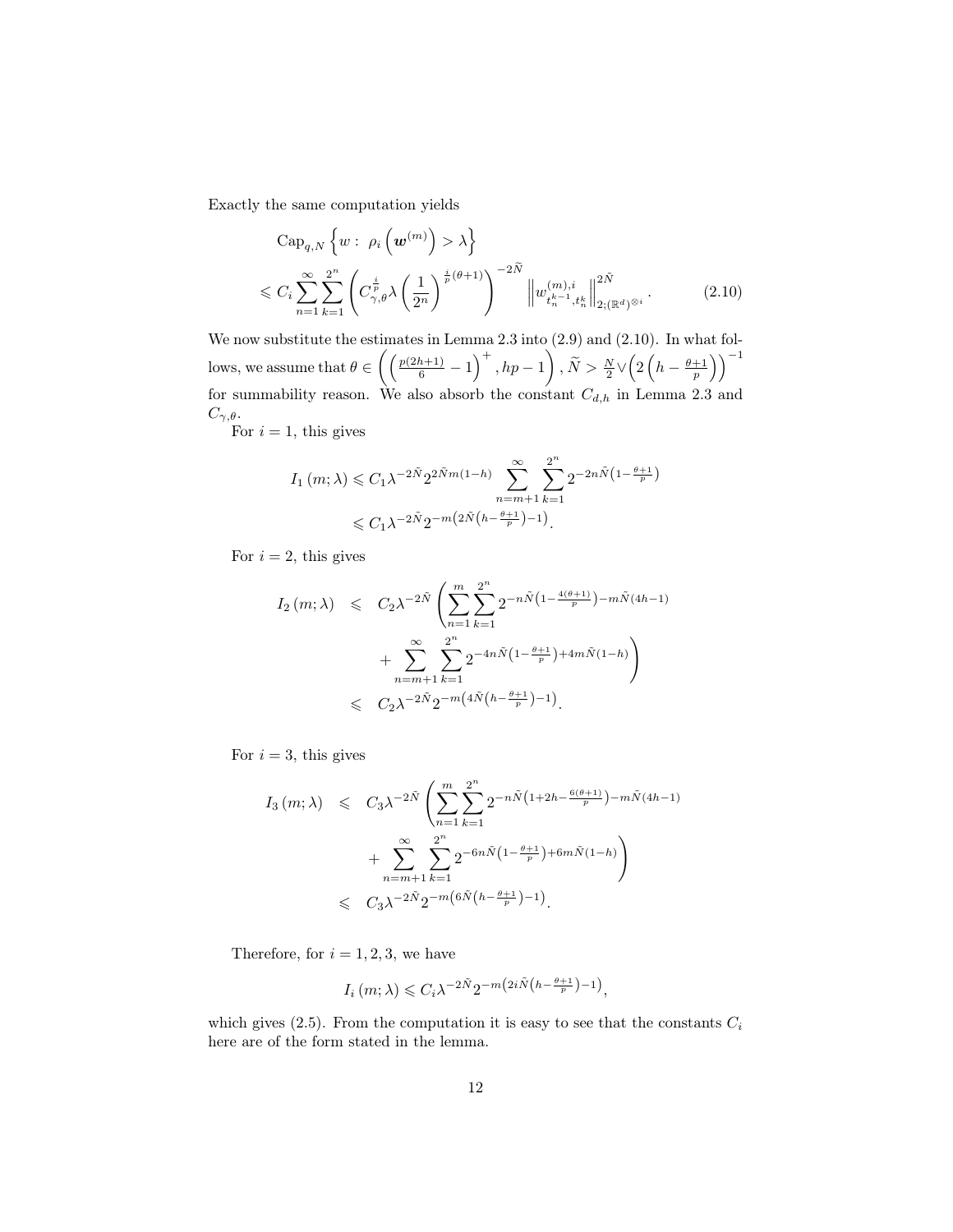Exactly the same computation yields

$$
\begin{aligned}
&\operatorname{Cap}_{q,N}\left\{w:\ \rho_i\left(\boldsymbol{w}^{(m)}\right)>\lambda\right\} \\
&\leqslant C_i\sum_{n=1}^{\infty}\sum_{k=1}^{2^n}\left(C_{\gamma,\theta}^{\frac{i}{p}}\lambda\left(\frac{1}{2^n}\right)^{\frac{i}{p}(\theta+1)}\right)^{-2\widetilde{N}}\left\|w_{t_n^{k-1},t_n^k}^{(m),i}\right\|_{2;(\mathbb{R}^d)^{\otimes i}}^{2\tilde{N}}. \qquad (2.10)
\end{aligned}
$$

We now substitute the estimates in Lemma 2.3 into (2.9) and (2.10). In what follows, we assume that $\theta\in\left(\left(\frac{p(2h+1)}{6}-1\right)^{+},hp-1\right)$, $\widetilde{N}>\frac{N}{2}\vee\left(2\left(h-\frac{\theta+1}{p}\right)\right)^{-1}$ for summability reason. We also absorb the constant $C_{d,h}$ in Lemma 2.3 and $C_{\gamma,\theta}$.

For $i=1$, this gives

$$
\begin{aligned}
I_1(m;\lambda) &\leqslant C_1\lambda^{-2\tilde{N}}2^{2\tilde{N}m(1-h)}\sum_{n=m+1}^{\infty}\sum_{k=1}^{2^n}2^{-2n\tilde{N}\left(1-\frac{\theta+1}{p}\right)} \\
&\leqslant C_1\lambda^{-2\tilde{N}}2^{-m\left(2\tilde{N}\left(h-\frac{\theta+1}{p}\right)-1\right)}.
\end{aligned}
$$

For $i=2$, this gives

$$
\begin{aligned}
I_2(m;\lambda) \leqslant\ & C_2\lambda^{-2\tilde{N}}\left(\sum_{n=1}^{m}\sum_{k=1}^{2^n}2^{-n\tilde{N}\left(1-\frac{4(\theta+1)}{p}\right)-m\tilde{N}(4h-1)}\right. \\
&\left.+\sum_{n=m+1}^{\infty}\sum_{k=1}^{2^n}2^{-4n\tilde{N}\left(1-\frac{\theta+1}{p}\right)+4m\tilde{N}(1-h)}\right) \\
\leqslant\ & C_2\lambda^{-2\tilde{N}}2^{-m\left(4\tilde{N}\left(h-\frac{\theta+1}{p}\right)-1\right)}.
\end{aligned}
$$

For $i=3$, this gives

$$
\begin{aligned}
I_3(m;\lambda) \leqslant\ & C_3\lambda^{-2\tilde{N}}\left(\sum_{n=1}^{m}\sum_{k=1}^{2^n}2^{-n\tilde{N}\left(1+2h-\frac{6(\theta+1)}{p}\right)-m\tilde{N}(4h-1)}\right. \\
&\left.+\sum_{n=m+1}^{\infty}\sum_{k=1}^{2^n}2^{-6n\tilde{N}\left(1-\frac{\theta+1}{p}\right)+6m\tilde{N}(1-h)}\right) \\
\leqslant\ & C_3\lambda^{-2\tilde{N}}2^{-m\left(6\tilde{N}\left(h-\frac{\theta+1}{p}\right)-1\right)}.
\end{aligned}
$$

Therefore, for $i=1,2,3$, we have

$$
I_i(m;\lambda)\leqslant C_i\lambda^{-2\tilde{N}}2^{-m\left(2i\tilde{N}\left(h-\frac{\theta+1}{p}\right)-1\right)},
$$

which gives (2.5). From the computation it is easy to see that the constants $C_i$ here are of the form stated in the lemma.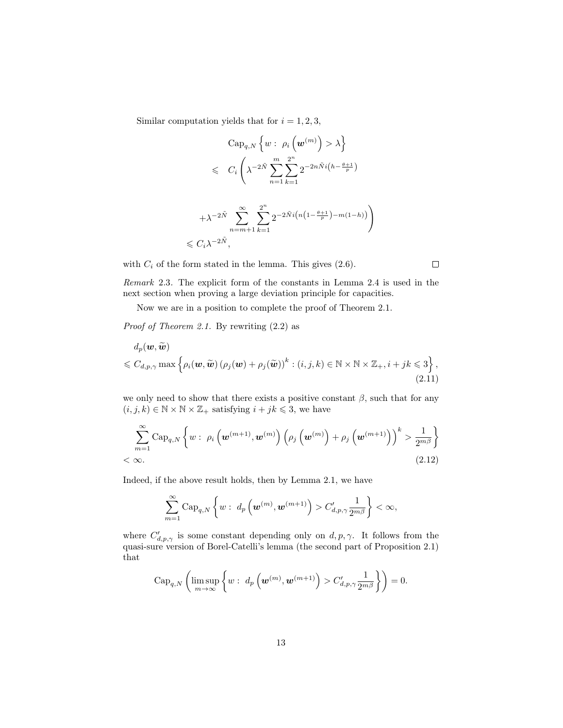Similar computation yields that for $i = 1, 2, 3$,

$$
\begin{aligned}
&\mathrm{Cap}_{q,N}\left\{w:\ \rho_i\left(\boldsymbol{w}^{(m)}\right) > \lambda\right\} \\
\leqslant\ & C_i\left(\lambda^{-2\tilde{N}}\sum_{n=1}^{m}\sum_{k=1}^{2^n} 2^{-2n\tilde{N}i\left(h-\frac{\theta+1}{p}\right)}\right. \\
&\left. +\lambda^{-2\tilde{N}}\sum_{n=m+1}^{\infty}\sum_{k=1}^{2^n} 2^{-2\tilde{N}i\left(n\left(1-\frac{\theta+1}{p}\right)-m(1-h)\right)}\right) \\
\leqslant\ & C_i\lambda^{-2\tilde{N}},
\end{aligned}
$$

with $C_i$ of the form stated in the lemma. This gives (2.6). $\square$

*Remark* 2.3. The explicit form of the constants in Lemma 2.4 is used in the next section when proving a large deviation principle for capacities.

Now we are in a position to complete the proof of Theorem 2.1.

*Proof of Theorem 2.1.* By rewriting (2.2) as

$$
\begin{aligned}
& d_p(\boldsymbol{w}, \widetilde{\boldsymbol{w}}) \\
\leqslant\ & C_{d,p,\gamma}\max\left\{\rho_i(\boldsymbol{w}, \widetilde{\boldsymbol{w}})\left(\rho_j(\boldsymbol{w})+\rho_j(\widetilde{\boldsymbol{w}})\right)^k : (i,j,k)\in\mathbb{N}\times\mathbb{N}\times\mathbb{Z}_+, i+jk\leqslant 3\right\},
\end{aligned}
\tag{2.11}
$$

we only need to show that there exists a positive constant $\beta$, such that for any $(i,j,k)\in\mathbb{N}\times\mathbb{N}\times\mathbb{Z}_+$ satisfying $i+jk\leqslant 3$, we have

$$
\begin{aligned}
&\sum_{m=1}^{\infty}\mathrm{Cap}_{q,N}\left\{w:\ \rho_i\left(\boldsymbol{w}^{(m+1)}, \boldsymbol{w}^{(m)}\right)\left(\rho_j\left(\boldsymbol{w}^{(m)}\right)+\rho_j\left(\boldsymbol{w}^{(m+1)}\right)\right)^k > \frac{1}{2^{m\beta}}\right\} \\
<\ & \infty.
\end{aligned}
\tag{2.12}
$$

Indeed, if the above result holds, then by Lemma 2.1, we have

$$
\sum_{m=1}^{\infty}\mathrm{Cap}_{q,N}\left\{w:\ d_p\left(\boldsymbol{w}^{(m)}, \boldsymbol{w}^{(m+1)}\right) > C'_{d,p,\gamma}\frac{1}{2^{m\beta}}\right\} < \infty,
$$

where $C'_{d,p,\gamma}$ is some constant depending only on $d, p, \gamma$. It follows from the quasi-sure version of Borel-Catelli's lemma (the second part of Proposition 2.1) that

$$
\mathrm{Cap}_{q,N}\left(\limsup_{m\to\infty}\left\{w:\ d_p\left(\boldsymbol{w}^{(m)}, \boldsymbol{w}^{(m+1)}\right) > C'_{d,p,\gamma}\frac{1}{2^{m\beta}}\right\}\right) = 0.
$$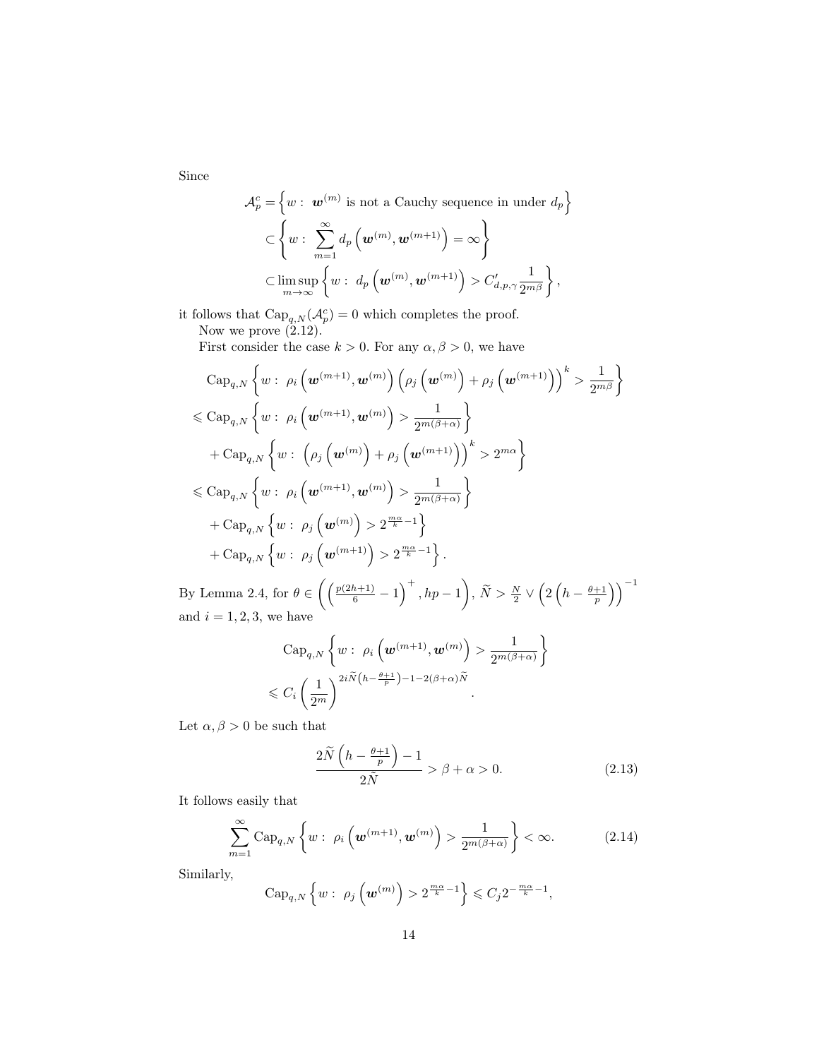Since

$$
\begin{aligned}
\mathcal{A}_p^c =& \left\{ w : \ \boldsymbol{w}^{(m)} \text{ is not a Cauchy sequence in under } d_p \right\} \\
\subset& \left\{ w : \ \sum_{m=1}^{\infty} d_p\left(\boldsymbol{w}^{(m)}, \boldsymbol{w}^{(m+1)}\right) = \infty \right\} \\
\subset& \limsup_{m\to\infty} \left\{ w : \ d_p\left(\boldsymbol{w}^{(m)}, \boldsymbol{w}^{(m+1)}\right) > C'_{d,p,\gamma} \frac{1}{2^{m\beta}} \right\},
\end{aligned}
$$

it follows that $\mathrm{Cap}_{q,N}(\mathcal{A}_p^c) = 0$ which completes the proof.

Now we prove (2.12).

First consider the case $k > 0$. For any $\alpha, \beta > 0$, we have

$$
\begin{aligned}
&\mathrm{Cap}_{q,N} \left\{ w : \ \rho_i\left(\boldsymbol{w}^{(m+1)}, \boldsymbol{w}^{(m)}\right) \left( \rho_j\left(\boldsymbol{w}^{(m)}\right) + \rho_j\left(\boldsymbol{w}^{(m+1)}\right) \right)^k > \frac{1}{2^{m\beta}} \right\} \\
\leqslant& \ \mathrm{Cap}_{q,N} \left\{ w : \ \rho_i\left(\boldsymbol{w}^{(m+1)}, \boldsymbol{w}^{(m)}\right) > \frac{1}{2^{m(\beta+\alpha)}} \right\} \\
&+ \mathrm{Cap}_{q,N} \left\{ w : \ \left( \rho_j\left(\boldsymbol{w}^{(m)}\right) + \rho_j\left(\boldsymbol{w}^{(m+1)}\right) \right)^k > 2^{m\alpha} \right\} \\
\leqslant& \ \mathrm{Cap}_{q,N} \left\{ w : \ \rho_i\left(\boldsymbol{w}^{(m+1)}, \boldsymbol{w}^{(m)}\right) > \frac{1}{2^{m(\beta+\alpha)}} \right\} \\
&+ \mathrm{Cap}_{q,N} \left\{ w : \ \rho_j\left(\boldsymbol{w}^{(m)}\right) > 2^{\frac{m\alpha}{k}-1} \right\} \\
&+ \mathrm{Cap}_{q,N} \left\{ w : \ \rho_j\left(\boldsymbol{w}^{(m+1)}\right) > 2^{\frac{m\alpha}{k}-1} \right\}.
\end{aligned}
$$

By Lemma 2.4, for $\theta \in \left( \left( \frac{p(2h+1)}{6} - 1 \right)^+, hp - 1 \right)$, $\widetilde{N} > \frac{N}{2} \vee \left( 2\left( h - \frac{\theta+1}{p} \right) \right)^{-1}$ and $i = 1, 2, 3$, we have

$$
\begin{aligned}
&\mathrm{Cap}_{q,N} \left\{ w : \ \rho_i\left(\boldsymbol{w}^{(m+1)}, \boldsymbol{w}^{(m)}\right) > \frac{1}{2^{m(\beta+\alpha)}} \right\} \\
\leqslant& \ C_i \left( \frac{1}{2^m} \right)^{2i\widetilde{N}\left(h - \frac{\theta+1}{p}\right) - 1 - 2(\beta+\alpha)\widetilde{N}}.
\end{aligned}
$$

Let $\alpha, \beta > 0$ be such that

$$
\frac{2\widetilde{N}\left(h - \frac{\theta+1}{p}\right) - 1}{2\tilde{N}} > \beta + \alpha > 0. \tag{2.13}
$$

It follows easily that

$$
\sum_{m=1}^{\infty} \mathrm{Cap}_{q,N} \left\{ w : \ \rho_i\left(\boldsymbol{w}^{(m+1)}, \boldsymbol{w}^{(m)}\right) > \frac{1}{2^{m(\beta+\alpha)}} \right\} < \infty. \tag{2.14}
$$

Similarly,

$$
\mathrm{Cap}_{q,N} \left\{ w : \ \rho_j\left(\boldsymbol{w}^{(m)}\right) > 2^{\frac{m\alpha}{k}-1} \right\} \leqslant C_j 2^{-\frac{m\alpha}{k}-1},
$$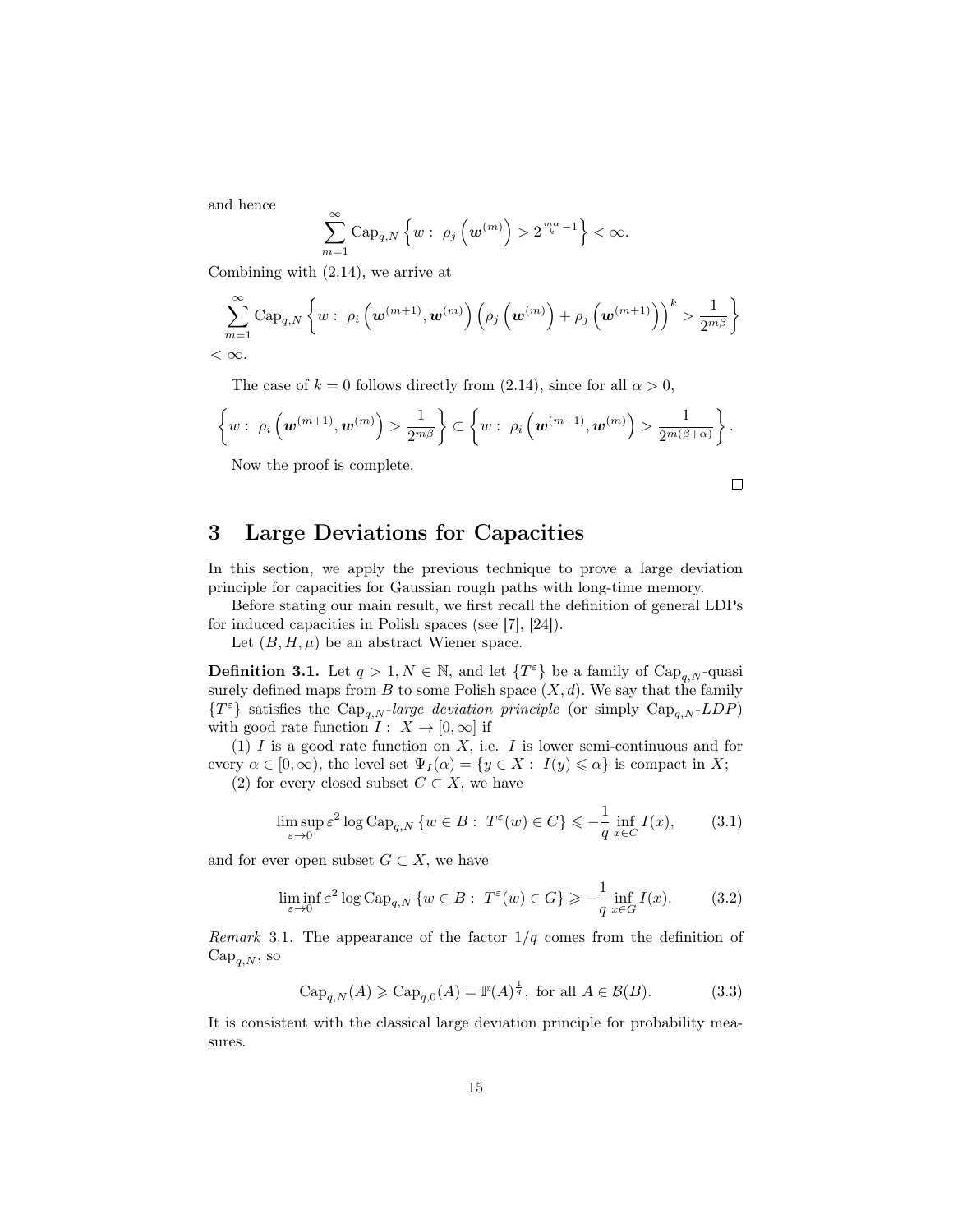and hence

$$\sum_{m=1}^{\infty} \mathrm{Cap}_{q,N}\left\{w:\ \rho_j\left(\boldsymbol{w}^{(m)}\right) > 2^{\frac{m\alpha}{k}-1}\right\} < \infty.$$

Combining with (2.14), we arrive at

$$\sum_{m=1}^{\infty} \mathrm{Cap}_{q,N}\left\{w:\ \rho_i\left(\boldsymbol{w}^{(m+1)},\boldsymbol{w}^{(m)}\right)\left(\rho_j\left(\boldsymbol{w}^{(m)}\right)+\rho_j\left(\boldsymbol{w}^{(m+1)}\right)\right)^k > \frac{1}{2^{m\beta}}\right\}$$
$$< \infty.$$

The case of $k=0$ follows directly from (2.14), since for all $\alpha > 0$,

$$\left\{w:\ \rho_i\left(\boldsymbol{w}^{(m+1)},\boldsymbol{w}^{(m)}\right) > \frac{1}{2^{m\beta}}\right\} \subset \left\{w:\ \rho_i\left(\boldsymbol{w}^{(m+1)},\boldsymbol{w}^{(m)}\right) > \frac{1}{2^{m(\beta+\alpha)}}\right\}.$$

Now the proof is complete.

□

## 3 Large Deviations for Capacities

In this section, we apply the previous technique to prove a large deviation principle for capacities for Gaussian rough paths with long-time memory.

Before stating our main result, we first recall the definition of general LDPs for induced capacities in Polish spaces (see [7], [24]).

Let $(B,H,\mu)$ be an abstract Wiener space.

**Definition 3.1.** Let $q>1, N\in\mathbb{N}$, and let $\{T^{\varepsilon}\}$ be a family of $\mathrm{Cap}_{q,N}$-quasi surely defined maps from $B$ to some Polish space $(X,d)$. We say that the family $\{T^{\varepsilon}\}$ satisfies the $\mathrm{Cap}_{q,N}$-*large deviation principle* (or simply $\mathrm{Cap}_{q,N}$-*LDP*) with good rate function $I:\ X\to[0,\infty]$ if

(1) $I$ is a good rate function on $X$, i.e. $I$ is lower semi-continuous and for every $\alpha\in[0,\infty)$, the level set $\Psi_I(\alpha)=\{y\in X:\ I(y)\leqslant\alpha\}$ is compact in $X$;

(2) for every closed subset $C\subset X$, we have

$$\limsup_{\varepsilon\to 0}\varepsilon^2\log\mathrm{Cap}_{q,N}\{w\in B:\ T^{\varepsilon}(w)\in C\}\leqslant -\frac{1}{q}\inf_{x\in C}I(x), \tag{3.1}$$

and for ever open subset $G\subset X$, we have

$$\liminf_{\varepsilon\to 0}\varepsilon^2\log\mathrm{Cap}_{q,N}\{w\in B:\ T^{\varepsilon}(w)\in G\}\geqslant -\frac{1}{q}\inf_{x\in G}I(x). \tag{3.2}$$

*Remark* 3.1. The appearance of the factor $1/q$ comes from the definition of $\mathrm{Cap}_{q,N}$, so

$$\mathrm{Cap}_{q,N}(A)\geqslant\mathrm{Cap}_{q,0}(A)=\mathbb{P}(A)^{\frac{1}{q}},\ \text{for all } A\in\mathcal{B}(B). \tag{3.3}$$

It is consistent with the classical large deviation principle for probability measures.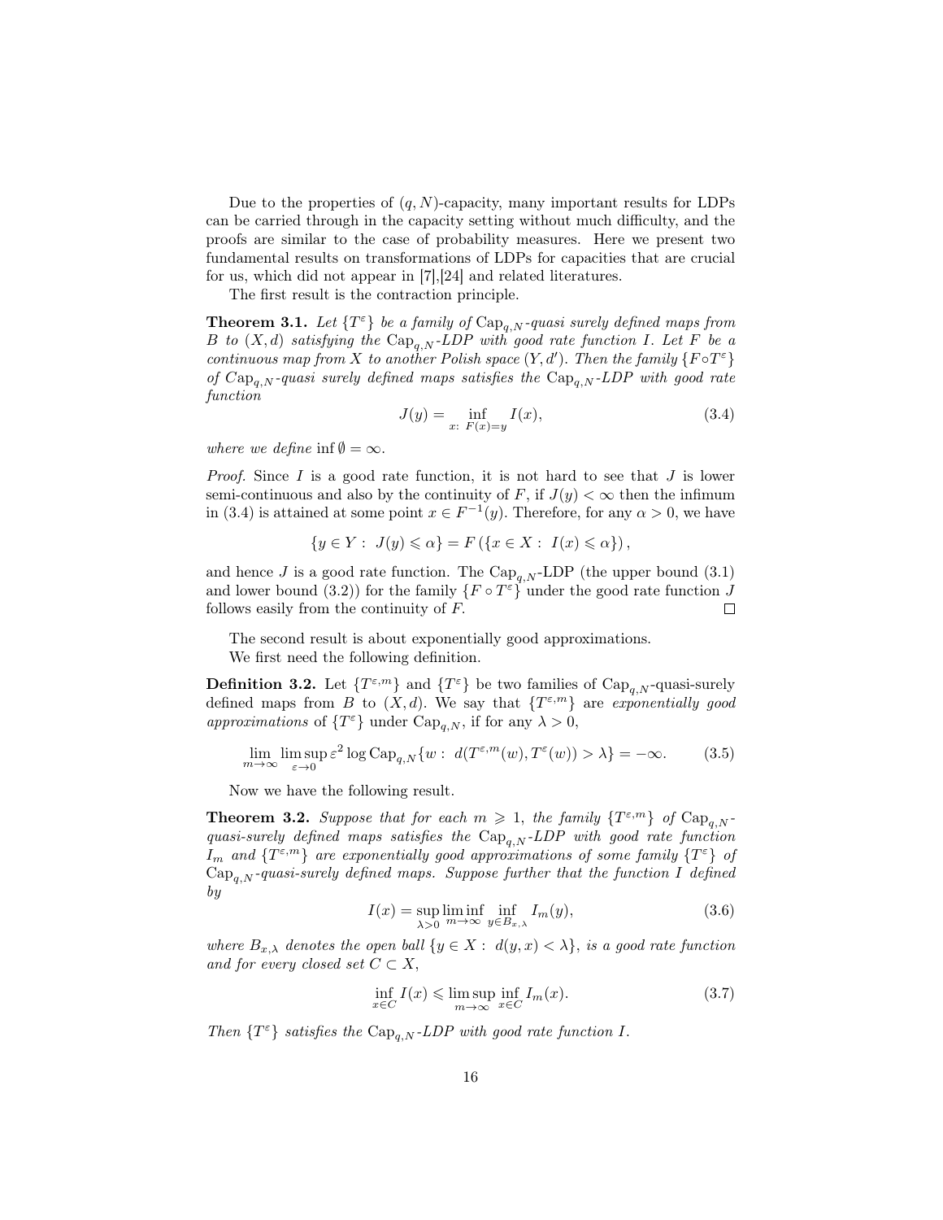Due to the properties of $(q,N)$-capacity, many important results for LDPs can be carried through in the capacity setting without much difficulty, and the proofs are similar to the case of probability measures. Here we present two fundamental results on transformations of LDPs for capacities that are crucial for us, which did not appear in [7],[24] and related literatures.

The first result is the contraction principle.

**Theorem 3.1.** *Let $\{T^{\varepsilon}\}$ be a family of $\mathrm{Cap}_{q,N}$-quasi surely defined maps from $B$ to $(X,d)$ satisfying the $\mathrm{Cap}_{q,N}$-LDP with good rate function $I$. Let $F$ be a continuous map from $X$ to another Polish space $(Y,d')$. Then the family $\{F\circ T^{\varepsilon}\}$ of $\mathrm{Cap}_{q,N}$-quasi surely defined maps satisfies the $\mathrm{Cap}_{q,N}$-LDP with good rate function*

$$J(y)=\inf_{x:\ F(x)=y} I(x), \tag{3.4}$$

*where we define $\inf\emptyset=\infty$.*

*Proof.* Since $I$ is a good rate function, it is not hard to see that $J$ is lower semi-continuous and also by the continuity of $F$, if $J(y)<\infty$ then the infimum in (3.4) is attained at some point $x\in F^{-1}(y)$. Therefore, for any $\alpha>0$, we have

$$\{y\in Y:\ J(y)\leqslant\alpha\}=F\left(\{x\in X:\ I(x)\leqslant\alpha\}\right),$$

and hence $J$ is a good rate function. The $\mathrm{Cap}_{q,N}$-LDP (the upper bound (3.1) and lower bound (3.2)) for the family $\{F\circ T^{\varepsilon}\}$ under the good rate function $J$ follows easily from the continuity of $F$. $\square$

The second result is about exponentially good approximations.

We first need the following definition.

**Definition 3.2.** Let $\{T^{\varepsilon,m}\}$ and $\{T^{\varepsilon}\}$ be two families of $\mathrm{Cap}_{q,N}$-quasi-surely defined maps from $B$ to $(X,d)$. We say that $\{T^{\varepsilon,m}\}$ are *exponentially good approximations* of $\{T^{\varepsilon}\}$ under $\mathrm{Cap}_{q,N}$, if for any $\lambda>0$,

$$\lim_{m\to\infty}\limsup_{\varepsilon\to 0}\varepsilon^2\log\mathrm{Cap}_{q,N}\{w:\ d(T^{\varepsilon,m}(w),T^{\varepsilon}(w))>\lambda\}=-\infty. \tag{3.5}$$

Now we have the following result.

**Theorem 3.2.** *Suppose that for each $m\geqslant 1$, the family $\{T^{\varepsilon,m}\}$ of $\mathrm{Cap}_{q,N}$-quasi-surely defined maps satisfies the $\mathrm{Cap}_{q,N}$-LDP with good rate function $I_m$ and $\{T^{\varepsilon,m}\}$ are exponentially good approximations of some family $\{T^{\varepsilon}\}$ of $\mathrm{Cap}_{q,N}$-quasi-surely defined maps. Suppose further that the function $I$ defined by*

$$I(x)=\sup_{\lambda>0}\liminf_{m\to\infty}\inf_{y\in B_{x,\lambda}} I_m(y), \tag{3.6}$$

*where $B_{x,\lambda}$ denotes the open ball $\{y\in X:\ d(y,x)<\lambda\}$, is a good rate function and for every closed set $C\subset X$,*

$$\inf_{x\in C} I(x)\leqslant\limsup_{m\to\infty}\inf_{x\in C} I_m(x). \tag{3.7}$$

*Then $\{T^{\varepsilon}\}$ satisfies the $\mathrm{Cap}_{q,N}$-LDP with good rate function $I$.*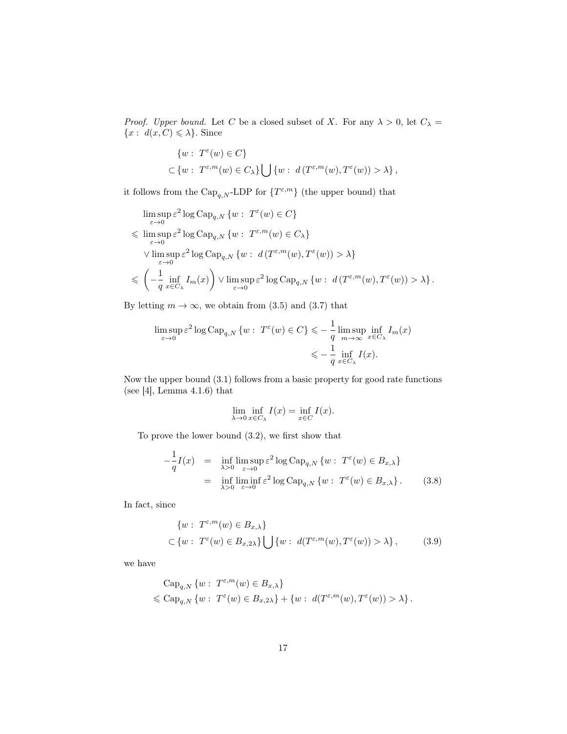*Proof. Upper bound.* Let $C$ be a closed subset of $X$. For any $\lambda > 0$, let $C_\lambda = \{x : \ d(x, C) \leqslant \lambda\}$. Since

$$
\begin{aligned}
&\{w : \ T^\varepsilon(w) \in C\} \\
&\subset \{w : \ T^{\varepsilon,m}(w) \in C_\lambda\} \bigcup \{w : \ d\left(T^{\varepsilon,m}(w), T^\varepsilon(w)\right) > \lambda\},
\end{aligned}
$$

it follows from the $\mathrm{Cap}_{q,N}$-LDP for $\{T^{\varepsilon,m}\}$ (the upper bound) that

$$
\begin{aligned}
&\limsup_{\varepsilon\to 0} \varepsilon^2 \log \mathrm{Cap}_{q,N} \{w : \ T^\varepsilon(w) \in C\} \\
&\leqslant \limsup_{\varepsilon\to 0} \varepsilon^2 \log \mathrm{Cap}_{q,N} \{w : \ T^{\varepsilon,m}(w) \in C_\lambda\} \\
&\quad \vee \limsup_{\varepsilon\to 0} \varepsilon^2 \log \mathrm{Cap}_{q,N} \{w : \ d\left(T^{\varepsilon,m}(w), T^\varepsilon(w)\right) > \lambda\} \\
&\leqslant \left(-\frac{1}{q} \inf_{x\in C_\lambda} I_m(x)\right) \vee \limsup_{\varepsilon\to 0} \varepsilon^2 \log \mathrm{Cap}_{q,N} \{w : \ d\left(T^{\varepsilon,m}(w), T^\varepsilon(w)\right) > \lambda\}.
\end{aligned}
$$

By letting $m \to \infty$, we obtain from (3.5) and (3.7) that

$$
\begin{aligned}
\limsup_{\varepsilon\to 0} \varepsilon^2 \log \mathrm{Cap}_{q,N} \{w : \ T^\varepsilon(w) \in C\} &\leqslant -\frac{1}{q} \limsup_{m\to\infty} \inf_{x\in C_\lambda} I_m(x) \\
&\leqslant -\frac{1}{q} \inf_{x\in C_\lambda} I(x).
\end{aligned}
$$

Now the upper bound (3.1) follows from a basic property for good rate functions (see [4], Lemma 4.1.6) that

$$
\lim_{\lambda\to 0} \inf_{x\in C_\lambda} I(x) = \inf_{x\in C} I(x).
$$

To prove the lower bound (3.2), we first show that

$$
\begin{aligned}
-\frac{1}{q} I(x) &= \inf_{\lambda>0} \limsup_{\varepsilon\to 0} \varepsilon^2 \log \mathrm{Cap}_{q,N} \{w : \ T^\varepsilon(w) \in B_{x,\lambda}\} \\
&= \inf_{\lambda>0} \liminf_{\varepsilon\to 0} \varepsilon^2 \log \mathrm{Cap}_{q,N} \{w : \ T^\varepsilon(w) \in B_{x,\lambda}\}. \qquad (3.8)
\end{aligned}
$$

In fact, since

$$
\begin{aligned}
&\{w : \ T^{\varepsilon,m}(w) \in B_{x,\lambda}\} \\
&\subset \{w : \ T^\varepsilon(w) \in B_{x,2\lambda}\} \bigcup \{w : \ d(T^{\varepsilon,m}(w), T^\varepsilon(w)) > \lambda\}, \qquad (3.9)
\end{aligned}
$$

we have

$$
\begin{aligned}
&\mathrm{Cap}_{q,N} \{w : \ T^{\varepsilon,m}(w) \in B_{x,\lambda}\} \\
&\leqslant \mathrm{Cap}_{q,N} \{w : \ T^\varepsilon(w) \in B_{x,2\lambda}\} + \{w : \ d(T^{\varepsilon,m}(w), T^\varepsilon(w)) > \lambda\}.
\end{aligned}
$$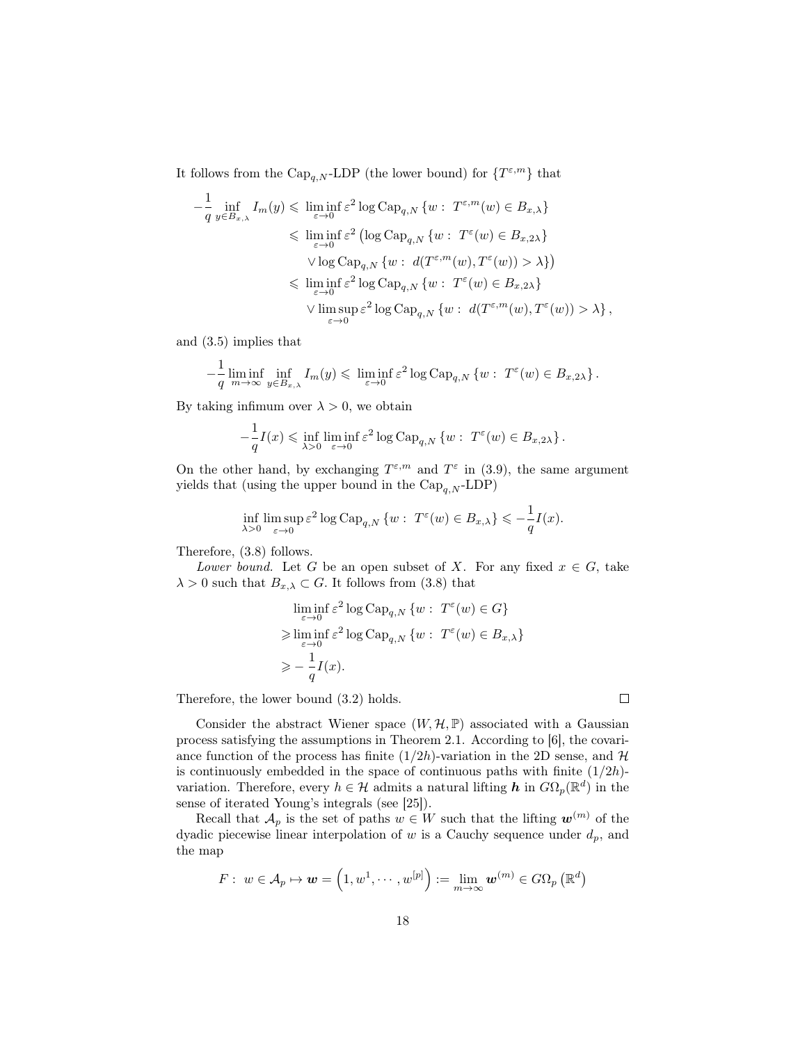It follows from the $\mathrm{Cap}_{q,N}$-LDP (the lower bound) for $\{T^{\varepsilon,m}\}$ that

$$
\begin{aligned}
-\frac{1}{q}\inf_{y\in B_{x,\lambda}} I_m(y) &\leqslant \liminf_{\varepsilon\to 0}\varepsilon^2\log \mathrm{Cap}_{q,N}\left\{w:\ T^{\varepsilon,m}(w)\in B_{x,\lambda}\right\}\\
&\leqslant \liminf_{\varepsilon\to 0}\varepsilon^2\big(\log \mathrm{Cap}_{q,N}\left\{w:\ T^{\varepsilon}(w)\in B_{x,2\lambda}\right\}\\
&\qquad \vee \log \mathrm{Cap}_{q,N}\left\{w:\ d(T^{\varepsilon,m}(w),T^{\varepsilon}(w))>\lambda\right\}\big)\\
&\leqslant \liminf_{\varepsilon\to 0}\varepsilon^2\log \mathrm{Cap}_{q,N}\left\{w:\ T^{\varepsilon}(w)\in B_{x,2\lambda}\right\}\\
&\qquad \vee \limsup_{\varepsilon\to 0}\varepsilon^2\log \mathrm{Cap}_{q,N}\left\{w:\ d(T^{\varepsilon,m}(w),T^{\varepsilon}(w))>\lambda\right\},
\end{aligned}
$$

and (3.5) implies that

$$
-\frac{1}{q}\liminf_{m\to\infty}\inf_{y\in B_{x,\lambda}} I_m(y)\leqslant \liminf_{\varepsilon\to 0}\varepsilon^2\log \mathrm{Cap}_{q,N}\left\{w:\ T^{\varepsilon}(w)\in B_{x,2\lambda}\right\}.
$$

By taking infimum over $\lambda>0$, we obtain

$$
-\frac{1}{q}I(x)\leqslant \inf_{\lambda>0}\liminf_{\varepsilon\to 0}\varepsilon^2\log \mathrm{Cap}_{q,N}\left\{w:\ T^{\varepsilon}(w)\in B_{x,2\lambda}\right\}.
$$

On the other hand, by exchanging $T^{\varepsilon,m}$ and $T^{\varepsilon}$ in (3.9), the same argument yields that (using the upper bound in the $\mathrm{Cap}_{q,N}$-LDP)

$$
\inf_{\lambda>0}\limsup_{\varepsilon\to 0}\varepsilon^2\log \mathrm{Cap}_{q,N}\left\{w:\ T^{\varepsilon}(w)\in B_{x,\lambda}\right\}\leqslant -\frac{1}{q}I(x).
$$

Therefore, (3.8) follows.

*Lower bound.* Let $G$ be an open subset of $X$. For any fixed $x\in G$, take $\lambda>0$ such that $B_{x,\lambda}\subset G$. It follows from (3.8) that

$$
\begin{aligned}
&\liminf_{\varepsilon\to 0}\varepsilon^2\log \mathrm{Cap}_{q,N}\left\{w:\ T^{\varepsilon}(w)\in G\right\}\\
\geqslant&\liminf_{\varepsilon\to 0}\varepsilon^2\log \mathrm{Cap}_{q,N}\left\{w:\ T^{\varepsilon}(w)\in B_{x,\lambda}\right\}\\
\geqslant&-\frac{1}{q}I(x).
\end{aligned}
$$

Therefore, the lower bound (3.2) holds. $\square$

Consider the abstract Wiener space $(W,\mathcal{H},\mathbb{P})$ associated with a Gaussian process satisfying the assumptions in Theorem 2.1. According to [6], the covariance function of the process has finite $(1/2h)$-variation in the 2D sense, and $\mathcal{H}$ is continuously embedded in the space of continuous paths with finite $(1/2h)$-variation. Therefore, every $h\in\mathcal{H}$ admits a natural lifting $\boldsymbol{h}$ in $G\Omega_p(\mathbb{R}^d)$ in the sense of iterated Young's integrals (see [25]).

Recall that $\mathcal{A}_p$ is the set of paths $w\in W$ such that the lifting $\boldsymbol{w}^{(m)}$ of the dyadic piecewise linear interpolation of $w$ is a Cauchy sequence under $d_p$, and the map

$$
F:\ w\in\mathcal{A}_p\mapsto \boldsymbol{w}=\left(1,w^1,\cdots,w^{[p]}\right):=\lim_{m\to\infty}\boldsymbol{w}^{(m)}\in G\Omega_p\left(\mathbb{R}^d\right)
$$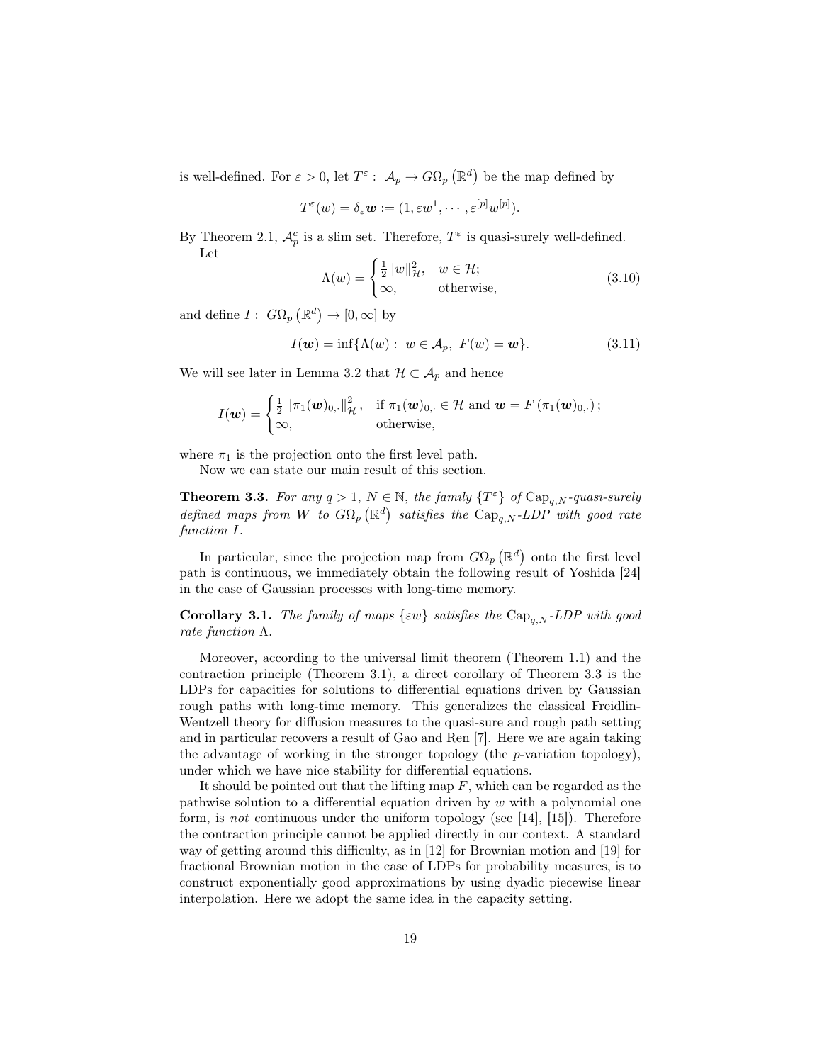is well-defined. For $\varepsilon > 0$, let $T^{\varepsilon}: \mathcal{A}_p \to G\Omega_p\left(\mathbb{R}^d\right)$ be the map defined by

$$T^{\varepsilon}(w) = \delta_{\varepsilon}\boldsymbol{w} := (1, \varepsilon w^1, \cdots, \varepsilon^{[p]} w^{[p]}).$$

By Theorem 2.1, $\mathcal{A}_p^c$ is a slim set. Therefore, $T^{\varepsilon}$ is quasi-surely well-defined.

Let

$$\Lambda(w) = \begin{cases} \frac{1}{2}\|w\|_{\mathcal{H}}^2, & w \in \mathcal{H}; \\ \infty, & \text{otherwise}, \end{cases} \tag{3.10}$$

and define $I: G\Omega_p\left(\mathbb{R}^d\right) \to [0, \infty]$ by

$$I(\boldsymbol{w}) = \inf\{\Lambda(w): w \in \mathcal{A}_p, F(w) = \boldsymbol{w}\}. \tag{3.11}$$

We will see later in Lemma 3.2 that $\mathcal{H} \subset \mathcal{A}_p$ and hence

$$I(\boldsymbol{w}) = \begin{cases} \frac{1}{2}\left\|\pi_1(\boldsymbol{w})_{0,\cdot}\right\|_{\mathcal{H}}^2, & \text{if } \pi_1(\boldsymbol{w})_{0,\cdot} \in \mathcal{H} \text{ and } \boldsymbol{w} = F\left(\pi_1(\boldsymbol{w})_{0,\cdot}\right); \\ \infty, & \text{otherwise}, \end{cases}$$

where $\pi_1$ is the projection onto the first level path.

Now we can state our main result of this section.

**Theorem 3.3.** *For any $q > 1$, $N \in \mathbb{N}$, the family $\{T^{\varepsilon}\}$ of $\mathrm{Cap}_{q,N}$-quasi-surely defined maps from $W$ to $G\Omega_p\left(\mathbb{R}^d\right)$ satisfies the $\mathrm{Cap}_{q,N}$-LDP with good rate function $I$.*

In particular, since the projection map from $G\Omega_p\left(\mathbb{R}^d\right)$ onto the first level path is continuous, we immediately obtain the following result of Yoshida [24] in the case of Gaussian processes with long-time memory.

**Corollary 3.1.** *The family of maps $\{\varepsilon w\}$ satisfies the $\mathrm{Cap}_{q,N}$-LDP with good rate function $\Lambda$.*

Moreover, according to the universal limit theorem (Theorem 1.1) and the contraction principle (Theorem 3.1), a direct corollary of Theorem 3.3 is the LDPs for capacities for solutions to differential equations driven by Gaussian rough paths with long-time memory. This generalizes the classical Freidlin-Wentzell theory for diffusion measures to the quasi-sure and rough path setting and in particular recovers a result of Gao and Ren [7]. Here we are again taking the advantage of working in the stronger topology (the $p$-variation topology), under which we have nice stability for differential equations.

It should be pointed out that the lifting map $F$, which can be regarded as the pathwise solution to a differential equation driven by $w$ with a polynomial one form, is *not* continuous under the uniform topology (see [14], [15]). Therefore the contraction principle cannot be applied directly in our context. A standard way of getting around this difficulty, as in [12] for Brownian motion and [19] for fractional Brownian motion in the case of LDPs for probability measures, is to construct exponentially good approximations by using dyadic piecewise linear interpolation. Here we adopt the same idea in the capacity setting.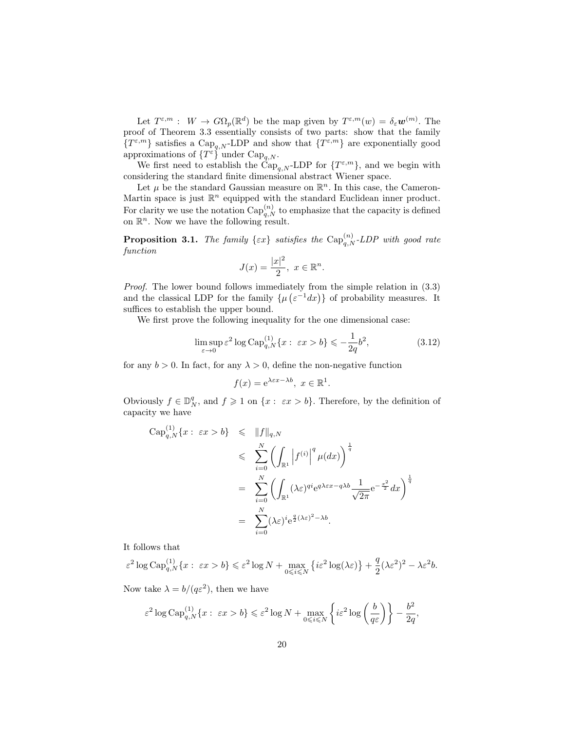Let $T^{\varepsilon,m} : W \to G\Omega_p(\mathbb{R}^d)$ be the map given by $T^{\varepsilon,m}(w) = \delta_\varepsilon \boldsymbol{w}^{(m)}$. The proof of Theorem 3.3 essentially consists of two parts: show that the family $\{T^{\varepsilon,m}\}$ satisfies a $\mathrm{Cap}_{q,N}$-LDP and show that $\{T^{\varepsilon,m}\}$ are exponentially good approximations of $\{T^\varepsilon\}$ under $\mathrm{Cap}_{q,N}$.

We first need to establish the $\mathrm{Cap}_{q,N}$-LDP for $\{T^{\varepsilon,m}\}$, and we begin with considering the standard finite dimensional abstract Wiener space.

Let $\mu$ be the standard Gaussian measure on $\mathbb{R}^n$. In this case, the Cameron-Martin space is just $\mathbb{R}^n$ equipped with the standard Euclidean inner product. For clarity we use the notation $\mathrm{Cap}_{q,N}^{(n)}$ to emphasize that the capacity is defined on $\mathbb{R}^n$. Now we have the following result.

**Proposition 3.1.** *The family $\{\varepsilon x\}$ satisfies the $\mathrm{Cap}_{q,N}^{(n)}$-LDP with good rate function*

$$J(x) = \frac{|x|^2}{2},\ x \in \mathbb{R}^n.$$

*Proof.* The lower bound follows immediately from the simple relation in (3.3) and the classical LDP for the family $\{\mu\left(\varepsilon^{-1}dx\right)\}$ of probability measures. It suffices to establish the upper bound.

We first prove the following inequality for the one dimensional case:

$$\limsup_{\varepsilon \to 0} \varepsilon^2 \log \mathrm{Cap}_{q,N}^{(1)}\{x :\ \varepsilon x > b\} \leqslant -\frac{1}{2q} b^2, \tag{3.12}$$

for any $b > 0$. In fact, for any $\lambda > 0$, define the non-negative function

$$f(x) = \mathrm{e}^{\lambda \varepsilon x - \lambda b},\ x \in \mathbb{R}^1.$$

Obviously $f \in \mathbb{D}_N^q$, and $f \geqslant 1$ on $\{x :\ \varepsilon x > b\}$. Therefore, by the definition of capacity we have

$$\begin{aligned}
\mathrm{Cap}_{q,N}^{(1)}\{x :\ \varepsilon x > b\} &\leqslant \|f\|_{q,N} \\
&\leqslant \sum_{i=0}^N \left( \int_{\mathbb{R}^1} \left| f^{(i)} \right|^q \mu(dx) \right)^{\frac{1}{q}} \\
&= \sum_{i=0}^N \left( \int_{\mathbb{R}^1} (\lambda\varepsilon)^{qi} \mathrm{e}^{q\lambda\varepsilon x - q\lambda b} \frac{1}{\sqrt{2\pi}} \mathrm{e}^{-\frac{x^2}{2}} dx \right)^{\frac{1}{q}} \\
&= \sum_{i=0}^N (\lambda\varepsilon)^i \mathrm{e}^{\frac{q}{2}(\lambda\varepsilon)^2 - \lambda b}.
\end{aligned}$$

It follows that

$$\varepsilon^2 \log \mathrm{Cap}_{q,N}^{(1)}\{x :\ \varepsilon x > b\} \leqslant \varepsilon^2 \log N + \max_{0 \leqslant i \leqslant N} \left\{ i\varepsilon^2 \log(\lambda\varepsilon) \right\} + \frac{q}{2}(\lambda\varepsilon^2)^2 - \lambda\varepsilon^2 b.$$

Now take $\lambda = b/(q\varepsilon^2)$, then we have

$$\varepsilon^2 \log \mathrm{Cap}_{q,N}^{(1)}\{x :\ \varepsilon x > b\} \leqslant \varepsilon^2 \log N + \max_{0 \leqslant i \leqslant N} \left\{ i\varepsilon^2 \log\left(\frac{b}{q\varepsilon}\right) \right\} - \frac{b^2}{2q},$$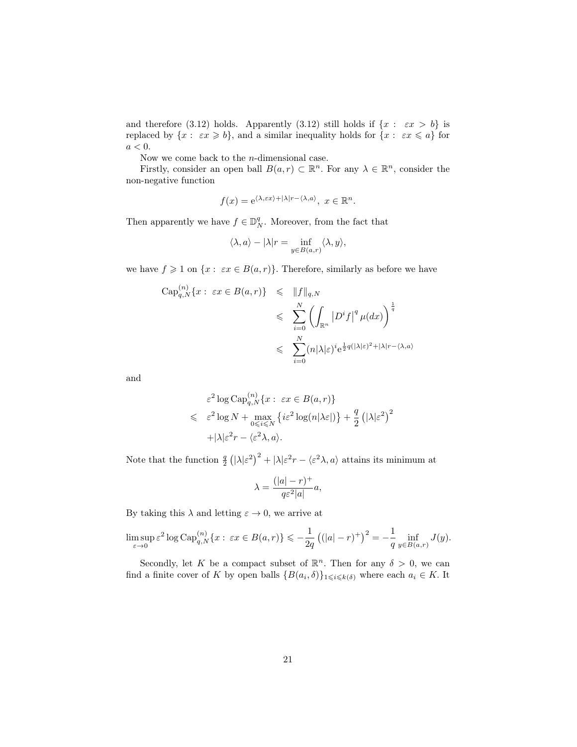and therefore (3.12) holds. Apparently (3.12) still holds if $\{x: \ \varepsilon x > b\}$ is replaced by $\{x: \ \varepsilon x \geqslant b\}$, and a similar inequality holds for $\{x: \ \varepsilon x \leqslant a\}$ for $a < 0$.

Now we come back to the $n$-dimensional case.

Firstly, consider an open ball $B(a,r) \subset \mathbb{R}^n$. For any $\lambda \in \mathbb{R}^n$, consider the non-negative function

$$f(x) = \mathrm{e}^{\langle \lambda, \varepsilon x\rangle + |\lambda| r - \langle \lambda, a\rangle}, \ x \in \mathbb{R}^n.$$

Then apparently we have $f \in \mathbb{D}^q_N$. Moreover, from the fact that

$$\langle \lambda, a\rangle - |\lambda| r = \inf_{y \in B(a,r)} \langle \lambda, y\rangle,$$

we have $f \geqslant 1$ on $\{x: \ \varepsilon x \in B(a,r)\}$. Therefore, similarly as before we have

$$\begin{aligned}
\mathrm{Cap}^{(n)}_{q,N}\{x: \ \varepsilon x \in B(a,r)\} &\leqslant \|f\|_{q,N} \\
&\leqslant \sum_{i=0}^{N} \left( \int_{\mathbb{R}^n} \left| D^i f\right|^q \mu(dx)\right)^{\frac{1}{q}} \\
&\leqslant \sum_{i=0}^{N} (n|\lambda|\varepsilon)^i \mathrm{e}^{\frac{1}{2}q(|\lambda|\varepsilon)^2 + |\lambda| r - \langle \lambda, a\rangle}
\end{aligned}$$

and

$$\begin{aligned}
&\varepsilon^2 \log \mathrm{Cap}^{(n)}_{q,N}\{x: \ \varepsilon x \in B(a,r)\} \\
\leqslant \ & \varepsilon^2 \log N + \max_{0 \leqslant i \leqslant N} \left\{ i\varepsilon^2 \log(n|\lambda\varepsilon|)\right\} + \frac{q}{2}\left(|\lambda|\varepsilon^2\right)^2 \\
&+ |\lambda|\varepsilon^2 r - \langle \varepsilon^2 \lambda, a\rangle.
\end{aligned}$$

Note that the function $\frac{q}{2}\left(|\lambda|\varepsilon^2\right)^2 + |\lambda|\varepsilon^2 r - \langle \varepsilon^2\lambda, a\rangle$ attains its minimum at

$$\lambda = \frac{(|a| - r)^+}{q\varepsilon^2 |a|} a,$$

By taking this $\lambda$ and letting $\varepsilon \to 0$, we arrive at

$$\limsup_{\varepsilon \to 0} \varepsilon^2 \log \mathrm{Cap}^{(n)}_{q,N}\{x: \ \varepsilon x \in B(a,r)\} \leqslant -\frac{1}{2q}\left( (|a| - r)^+\right)^2 = -\frac{1}{q} \inf_{y \in B(a,r)} J(y).$$

Secondly, let $K$ be a compact subset of $\mathbb{R}^n$. Then for any $\delta > 0$, we can find a finite cover of $K$ by open balls $\{B(a_i, \delta)\}_{1 \leqslant i \leqslant k(\delta)}$ where each $a_i \in K$. It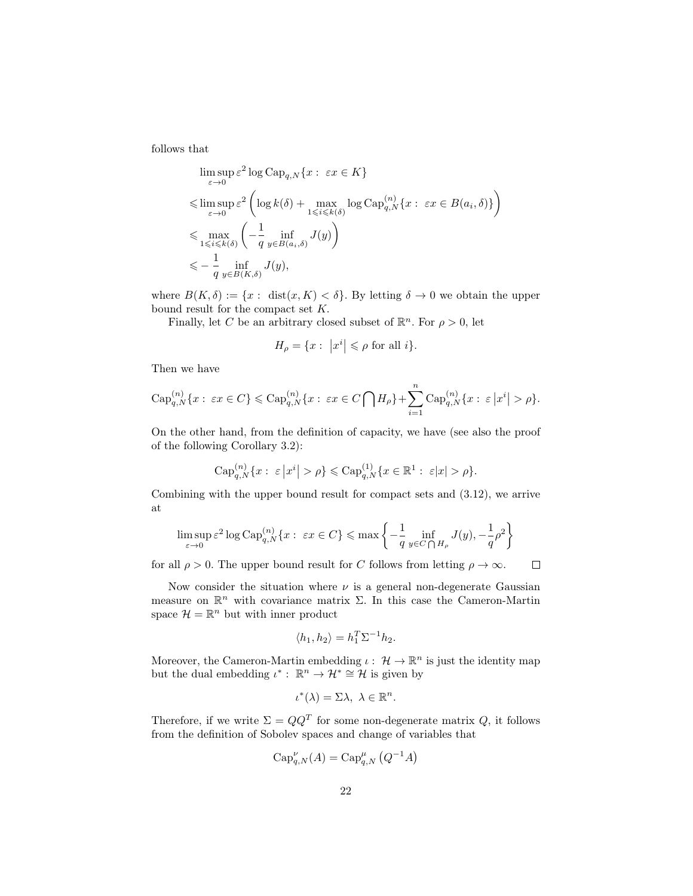follows that

$$
\begin{aligned}
&\limsup_{\varepsilon\to 0}\varepsilon^2 \log \mathrm{Cap}_{q,N}\{x:\ \varepsilon x\in K\}\\
&\leqslant \limsup_{\varepsilon\to 0}\varepsilon^2\left(\log k(\delta)+\max_{1\leqslant i\leqslant k(\delta)}\log \mathrm{Cap}^{(n)}_{q,N}\{x:\ \varepsilon x\in B(a_i,\delta)\}\right)\\
&\leqslant \max_{1\leqslant i\leqslant k(\delta)}\left(-\frac{1}{q}\inf_{y\in B(a_i,\delta)}J(y)\right)\\
&\leqslant -\frac{1}{q}\inf_{y\in B(K,\delta)}J(y),
\end{aligned}
$$

where $B(K,\delta):=\{x:\ \mathrm{dist}(x,K)<\delta\}$. By letting $\delta\to 0$ we obtain the upper bound result for the compact set $K$.

Finally, let $C$ be an arbitrary closed subset of $\mathbb{R}^n$. For $\rho>0$, let

$$
H_\rho=\{x:\ \left|x^i\right|\leqslant \rho \text{ for all } i\}.
$$

Then we have

$$
\mathrm{Cap}^{(n)}_{q,N}\{x:\ \varepsilon x\in C\}\leqslant \mathrm{Cap}^{(n)}_{q,N}\{x:\ \varepsilon x\in C\bigcap H_\rho\}+\sum_{i=1}^{n}\mathrm{Cap}^{(n)}_{q,N}\{x:\ \varepsilon\left|x^i\right|>\rho\}.
$$

On the other hand, from the definition of capacity, we have (see also the proof of the following Corollary 3.2):

$$
\mathrm{Cap}^{(n)}_{q,N}\{x:\ \varepsilon\left|x^i\right|>\rho\}\leqslant \mathrm{Cap}^{(1)}_{q,N}\{x\in\mathbb{R}^1:\ \varepsilon|x|>\rho\}.
$$

Combining with the upper bound result for compact sets and (3.12), we arrive at

$$
\limsup_{\varepsilon\to 0}\varepsilon^2\log \mathrm{Cap}^{(n)}_{q,N}\{x:\ \varepsilon x\in C\}\leqslant \max\left\{-\frac{1}{q}\inf_{y\in C\bigcap H_\rho}J(y),-\frac{1}{q}\rho^2\right\}
$$

for all $\rho>0$. The upper bound result for $C$ follows from letting $\rho\to\infty$. $\square$

Now consider the situation where $\nu$ is a general non-degenerate Gaussian measure on $\mathbb{R}^n$ with covariance matrix $\Sigma$. In this case the Cameron-Martin space $\mathcal{H}=\mathbb{R}^n$ but with inner product

$$
\langle h_1,h_2\rangle=h_1^T\Sigma^{-1}h_2.
$$

Moreover, the Cameron-Martin embedding $\iota:\ \mathcal{H}\to\mathbb{R}^n$ is just the identity map but the dual embedding $\iota^*:\ \mathbb{R}^n\to\mathcal{H}^*\cong\mathcal{H}$ is given by

$$
\iota^*(\lambda)=\Sigma\lambda,\ \lambda\in\mathbb{R}^n.
$$

Therefore, if we write $\Sigma=QQ^T$ for some non-degenerate matrix $Q$, it follows from the definition of Sobolev spaces and change of variables that

$$
\mathrm{Cap}^{\nu}_{q,N}(A)=\mathrm{Cap}^{\mu}_{q,N}\left(Q^{-1}A\right)
$$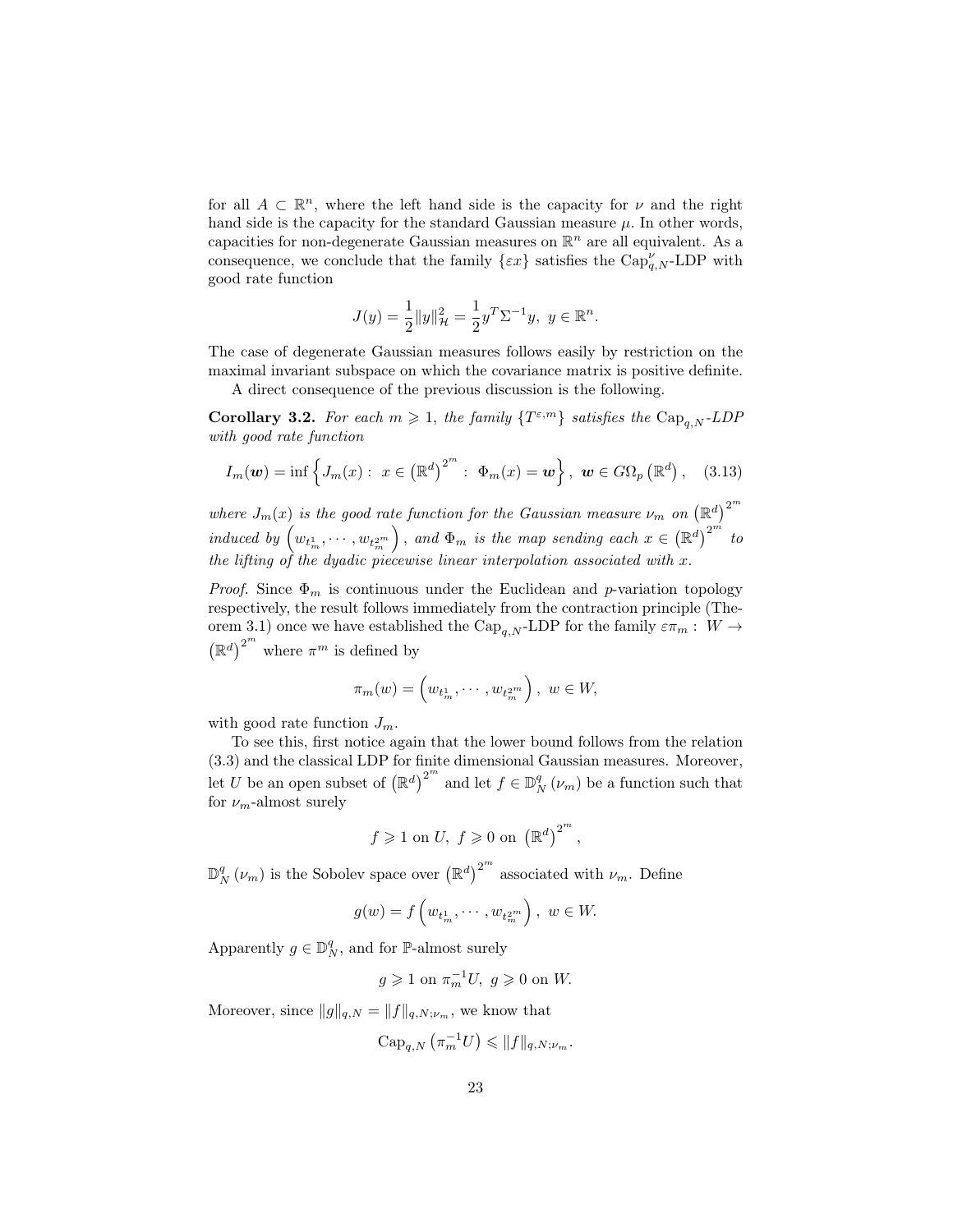for all $A \subset \mathbb{R}^n$, where the left hand side is the capacity for $\nu$ and the right hand side is the capacity for the standard Gaussian measure $\mu$. In other words, capacities for non-degenerate Gaussian measures on $\mathbb{R}^n$ are all equivalent. As a consequence, we conclude that the family $\{\varepsilon x\}$ satisfies the $\mathrm{Cap}_{q,N}^{\nu}$-LDP with good rate function

$$J(y) = \frac{1}{2}\|y\|_{\mathcal{H}}^2 = \frac{1}{2}y^T\Sigma^{-1}y, \ y \in \mathbb{R}^n.$$

The case of degenerate Gaussian measures follows easily by restriction on the maximal invariant subspace on which the covariance matrix is positive definite.

A direct consequence of the previous discussion is the following.

**Corollary 3.2.** *For each $m \geqslant 1$, the family $\{T^{\varepsilon,m}\}$ satisfies the $\mathrm{Cap}_{q,N}$-LDP with good rate function*

$$I_m(\boldsymbol{w}) = \inf\left\{J_m(x) : \ x \in \left(\mathbb{R}^d\right)^{2^m} : \ \Phi_m(x) = \boldsymbol{w}\right\}, \ \boldsymbol{w} \in G\Omega_p\left(\mathbb{R}^d\right), \quad (3.13)$$

*where $J_m(x)$ is the good rate function for the Gaussian measure $\nu_m$ on $\left(\mathbb{R}^d\right)^{2^m}$ induced by $\left(w_{t_m^1}, \cdots, w_{t_m^{2^m}}\right)$, and $\Phi_m$ is the map sending each $x \in \left(\mathbb{R}^d\right)^{2^m}$ to the lifting of the dyadic piecewise linear interpolation associated with $x$.*

*Proof.* Since $\Phi_m$ is continuous under the Euclidean and $p$-variation topology respectively, the result follows immediately from the contraction principle (Theorem 3.1) once we have established the $\mathrm{Cap}_{q,N}$-LDP for the family $\varepsilon\pi_m : W \to \left(\mathbb{R}^d\right)^{2^m}$ where $\pi^m$ is defined by

$$\pi_m(w) = \left(w_{t_m^1}, \cdots, w_{t_m^{2^m}}\right), \ w \in W,$$

with good rate function $J_m$.

To see this, first notice again that the lower bound follows from the relation (3.3) and the classical LDP for finite dimensional Gaussian measures. Moreover, let $U$ be an open subset of $\left(\mathbb{R}^d\right)^{2^m}$ and let $f \in \mathbb{D}_N^q(\nu_m)$ be a function such that for $\nu_m$-almost surely

$$f \geqslant 1 \text{ on } U, \ f \geqslant 0 \text{ on } \left(\mathbb{R}^d\right)^{2^m},$$

$\mathbb{D}_N^q(\nu_m)$ is the Sobolev space over $\left(\mathbb{R}^d\right)^{2^m}$ associated with $\nu_m$. Define

$$g(w) = f\left(w_{t_m^1}, \cdots, w_{t_m^{2^m}}\right), \ w \in W.$$

Apparently $g \in \mathbb{D}_N^q$, and for $\mathbb{P}$-almost surely

$$g \geqslant 1 \text{ on } \pi_m^{-1}U, \ g \geqslant 0 \text{ on } W.$$

Moreover, since $\|g\|_{q,N} = \|f\|_{q,N;\nu_m}$, we know that

$$\mathrm{Cap}_{q,N}\left(\pi_m^{-1}U\right) \leqslant \|f\|_{q,N;\nu_m}.$$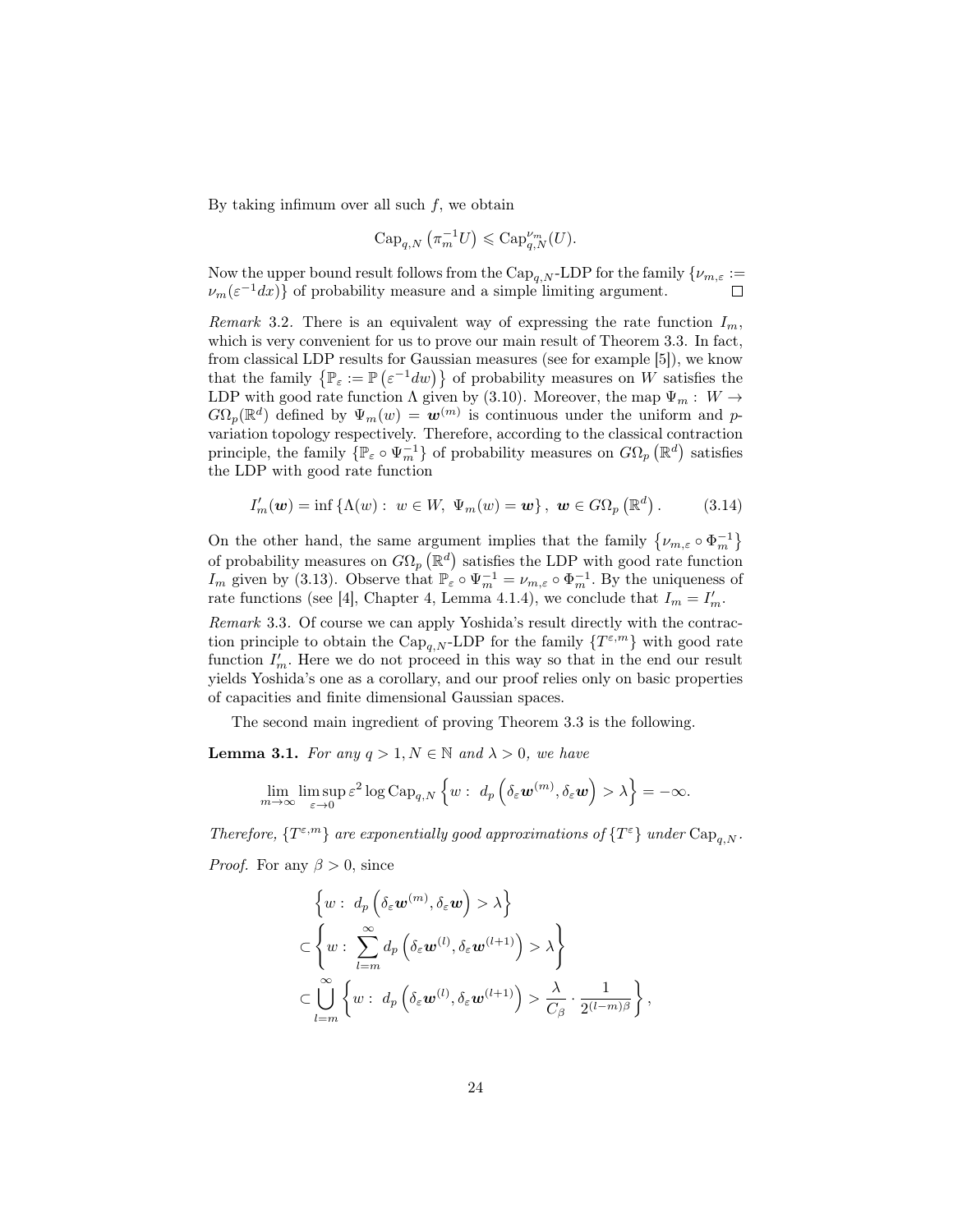By taking infimum over all such $f$, we obtain

$$\mathrm{Cap}_{q,N}\left(\pi_m^{-1}U\right) \leqslant \mathrm{Cap}_{q,N}^{\nu_m}(U).$$

Now the upper bound result follows from the $\mathrm{Cap}_{q,N}$-LDP for the family $\{\nu_{m,\varepsilon} := \nu_m(\varepsilon^{-1}dx)\}$ of probability measure and a simple limiting argument. $\square$

*Remark* 3.2. There is an equivalent way of expressing the rate function $I_m$, which is very convenient for us to prove our main result of Theorem 3.3. In fact, from classical LDP results for Gaussian measures (see for example [5]), we know that the family $\left\{\mathbb{P}_\varepsilon := \mathbb{P}\left(\varepsilon^{-1}dw\right)\right\}$ of probability measures on $W$ satisfies the LDP with good rate function $\Lambda$ given by (3.10). Moreover, the map $\Psi_m : W \to G\Omega_p(\mathbb{R}^d)$ defined by $\Psi_m(w) = \boldsymbol{w}^{(m)}$ is continuous under the uniform and $p$-variation topology respectively. Therefore, according to the classical contraction principle, the family $\{\mathbb{P}_\varepsilon \circ \Psi_m^{-1}\}$ of probability measures on $G\Omega_p\left(\mathbb{R}^d\right)$ satisfies the LDP with good rate function

$$I'_m(\boldsymbol{w}) = \inf\left\{\Lambda(w) :\ w \in W,\ \Psi_m(w) = \boldsymbol{w}\right\},\ \boldsymbol{w} \in G\Omega_p\left(\mathbb{R}^d\right). \tag{3.14}$$

On the other hand, the same argument implies that the family $\left\{\nu_{m,\varepsilon} \circ \Phi_m^{-1}\right\}$ of probability measures on $G\Omega_p\left(\mathbb{R}^d\right)$ satisfies the LDP with good rate function $I_m$ given by (3.13). Observe that $\mathbb{P}_\varepsilon \circ \Psi_m^{-1} = \nu_{m,\varepsilon} \circ \Phi_m^{-1}$. By the uniqueness of rate functions (see [4], Chapter 4, Lemma 4.1.4), we conclude that $I_m = I'_m$.

*Remark* 3.3. Of course we can apply Yoshida's result directly with the contraction principle to obtain the $\mathrm{Cap}_{q,N}$-LDP for the family $\{T^{\varepsilon,m}\}$ with good rate function $I'_m$. Here we do not proceed in this way so that in the end our result yields Yoshida's one as a corollary, and our proof relies only on basic properties of capacities and finite dimensional Gaussian spaces.

The second main ingredient of proving Theorem 3.3 is the following.

**Lemma 3.1.** *For any $q > 1, N \in \mathbb{N}$ and $\lambda > 0$, we have*

$$\lim_{m\to\infty}\limsup_{\varepsilon\to 0}\varepsilon^2 \log \mathrm{Cap}_{q,N}\left\{w :\ d_p\left(\delta_\varepsilon \boldsymbol{w}^{(m)}, \delta_\varepsilon \boldsymbol{w}\right) > \lambda\right\} = -\infty.$$

*Therefore, $\{T^{\varepsilon,m}\}$ are exponentially good approximations of $\{T^\varepsilon\}$ under $\mathrm{Cap}_{q,N}$.*

*Proof.* For any $\beta > 0$, since

$$\begin{aligned}
&\left\{w :\ d_p\left(\delta_\varepsilon \boldsymbol{w}^{(m)}, \delta_\varepsilon \boldsymbol{w}\right) > \lambda\right\} \\
\subset &\left\{w :\ \sum_{l=m}^{\infty} d_p\left(\delta_\varepsilon \boldsymbol{w}^{(l)}, \delta_\varepsilon \boldsymbol{w}^{(l+1)}\right) > \lambda\right\} \\
\subset &\bigcup_{l=m}^{\infty}\left\{w :\ d_p\left(\delta_\varepsilon \boldsymbol{w}^{(l)}, \delta_\varepsilon \boldsymbol{w}^{(l+1)}\right) > \frac{\lambda}{C_\beta}\cdot\frac{1}{2^{(l-m)\beta}}\right\},
\end{aligned}$$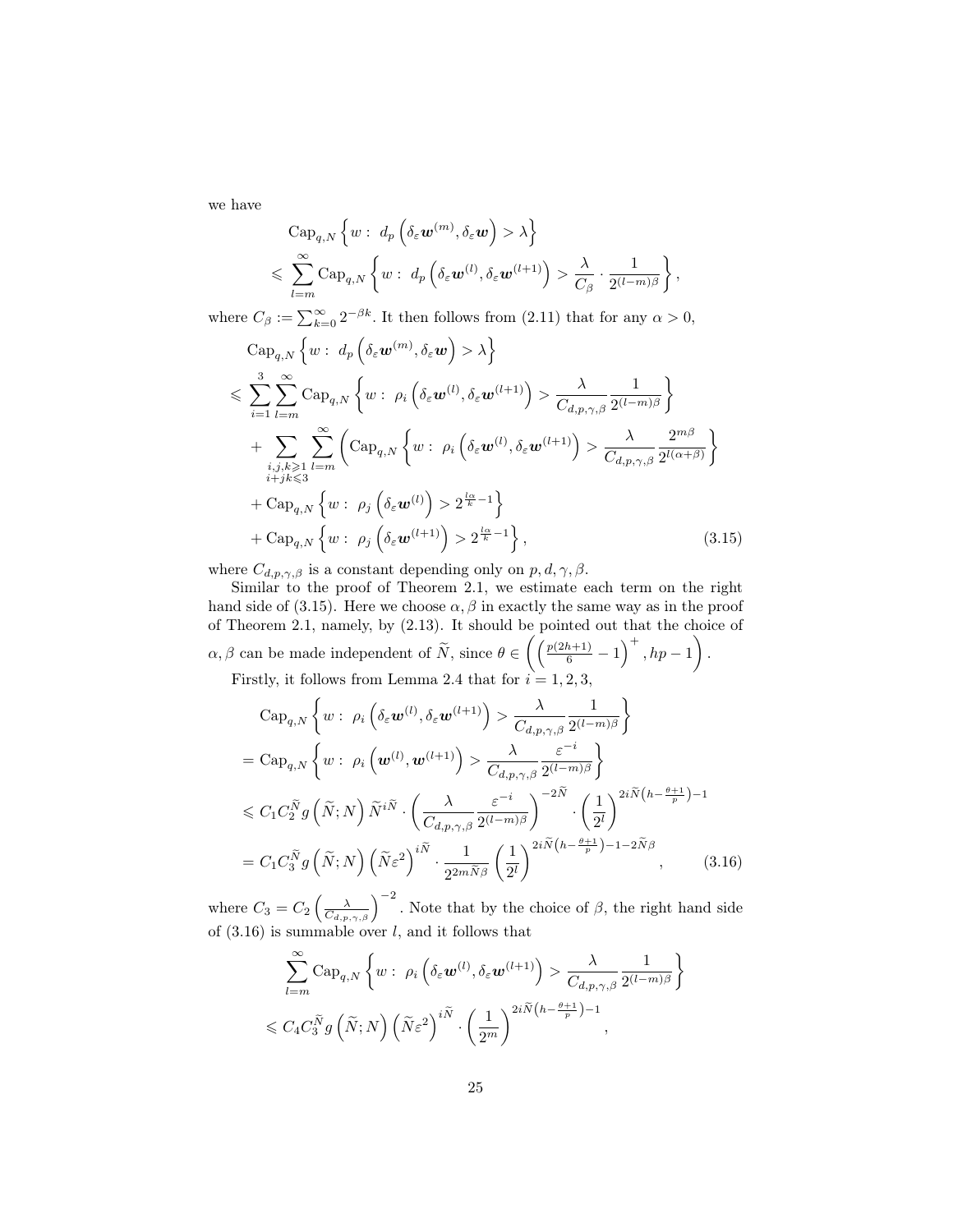we have

$$
\begin{aligned}
&\mathrm{Cap}_{q,N}\left\{w:\ d_p\left(\delta_\varepsilon \boldsymbol{w}^{(m)}, \delta_\varepsilon \boldsymbol{w}\right) > \lambda\right\} \\
&\leqslant \sum_{l=m}^{\infty} \mathrm{Cap}_{q,N}\left\{w:\ d_p\left(\delta_\varepsilon \boldsymbol{w}^{(l)}, \delta_\varepsilon \boldsymbol{w}^{(l+1)}\right) > \frac{\lambda}{C_\beta}\cdot\frac{1}{2^{(l-m)\beta}}\right\},
\end{aligned}
$$

where $C_\beta := \sum_{k=0}^{\infty} 2^{-\beta k}$. It then follows from (2.11) that for any $\alpha > 0$,

$$
\begin{aligned}
&\mathrm{Cap}_{q,N}\left\{w:\ d_p\left(\delta_\varepsilon \boldsymbol{w}^{(m)}, \delta_\varepsilon \boldsymbol{w}\right) > \lambda\right\} \\
&\leqslant \sum_{i=1}^{3}\sum_{l=m}^{\infty} \mathrm{Cap}_{q,N}\left\{w:\ \rho_i\left(\delta_\varepsilon \boldsymbol{w}^{(l)}, \delta_\varepsilon \boldsymbol{w}^{(l+1)}\right) > \frac{\lambda}{C_{d,p,\gamma,\beta}}\frac{1}{2^{(l-m)\beta}}\right\} \\
&\quad + \sum_{\substack{i,j,k\geqslant 1\\ i+jk\leqslant 3}}\sum_{l=m}^{\infty}\left(\mathrm{Cap}_{q,N}\left\{w:\ \rho_i\left(\delta_\varepsilon \boldsymbol{w}^{(l)}, \delta_\varepsilon \boldsymbol{w}^{(l+1)}\right) > \frac{\lambda}{C_{d,p,\gamma,\beta}}\frac{2^{m\beta}}{2^{l(\alpha+\beta)}}\right\}\right. \\
&\quad + \mathrm{Cap}_{q,N}\left\{w:\ \rho_j\left(\delta_\varepsilon \boldsymbol{w}^{(l)}\right) > 2^{\frac{l\alpha}{k}-1}\right\} \\
&\quad \left.+ \mathrm{Cap}_{q,N}\left\{w:\ \rho_j\left(\delta_\varepsilon \boldsymbol{w}^{(l+1)}\right) > 2^{\frac{l\alpha}{k}-1}\right\}\right), \qquad (3.15)
\end{aligned}
$$

where $C_{d,p,\gamma,\beta}$ is a constant depending only on $p, d, \gamma, \beta$.

Similar to the proof of Theorem 2.1, we estimate each term on the right hand side of (3.15). Here we choose $\alpha, \beta$ in exactly the same way as in the proof of Theorem 2.1, namely, by (2.13). It should be pointed out that the choice of $\alpha, \beta$ can be made independent of $\widetilde{N}$, since $\theta \in \left(\left(\frac{p(2h+1)}{6} - 1\right)^+, hp - 1\right)$.

Firstly, it follows from Lemma 2.4 that for $i = 1, 2, 3$,

$$
\begin{aligned}
&\mathrm{Cap}_{q,N}\left\{w:\ \rho_i\left(\delta_\varepsilon \boldsymbol{w}^{(l)}, \delta_\varepsilon \boldsymbol{w}^{(l+1)}\right) > \frac{\lambda}{C_{d,p,\gamma,\beta}}\frac{1}{2^{(l-m)\beta}}\right\} \\
&= \mathrm{Cap}_{q,N}\left\{w:\ \rho_i\left(\boldsymbol{w}^{(l)}, \boldsymbol{w}^{(l+1)}\right) > \frac{\lambda}{C_{d,p,\gamma,\beta}}\frac{\varepsilon^{-i}}{2^{(l-m)\beta}}\right\} \\
&\leqslant C_1 C_2^{\widetilde{N}} g\left(\widetilde{N}; N\right)\widetilde{N}^{i\widetilde{N}}\cdot\left(\frac{\lambda}{C_{d,p,\gamma,\beta}}\frac{\varepsilon^{-i}}{2^{(l-m)\beta}}\right)^{-2\widetilde{N}}\cdot\left(\frac{1}{2^l}\right)^{2i\widetilde{N}\left(h-\frac{\theta+1}{p}\right)-1} \\
&= C_1 C_3^{\widetilde{N}} g\left(\widetilde{N}; N\right)\left(\widetilde{N}\varepsilon^2\right)^{i\widetilde{N}}\cdot\frac{1}{2^{2m\widetilde{N}\beta}}\left(\frac{1}{2^l}\right)^{2i\widetilde{N}\left(h-\frac{\theta+1}{p}\right)-1-2\widetilde{N}\beta}, \qquad (3.16)
\end{aligned}
$$

where $C_3 = C_2\left(\frac{\lambda}{C_{d,p,\gamma,\beta}}\right)^{-2}$. Note that by the choice of $\beta$, the right hand side of (3.16) is summable over $l$, and it follows that

$$
\begin{aligned}
&\sum_{l=m}^{\infty} \mathrm{Cap}_{q,N}\left\{w:\ \rho_i\left(\delta_\varepsilon \boldsymbol{w}^{(l)}, \delta_\varepsilon \boldsymbol{w}^{(l+1)}\right) > \frac{\lambda}{C_{d,p,\gamma,\beta}}\frac{1}{2^{(l-m)\beta}}\right\} \\
&\leqslant C_4 C_3^{\widetilde{N}} g\left(\widetilde{N}; N\right)\left(\widetilde{N}\varepsilon^2\right)^{i\widetilde{N}}\cdot\left(\frac{1}{2^m}\right)^{2i\widetilde{N}\left(h-\frac{\theta+1}{p}\right)-1},
\end{aligned}
$$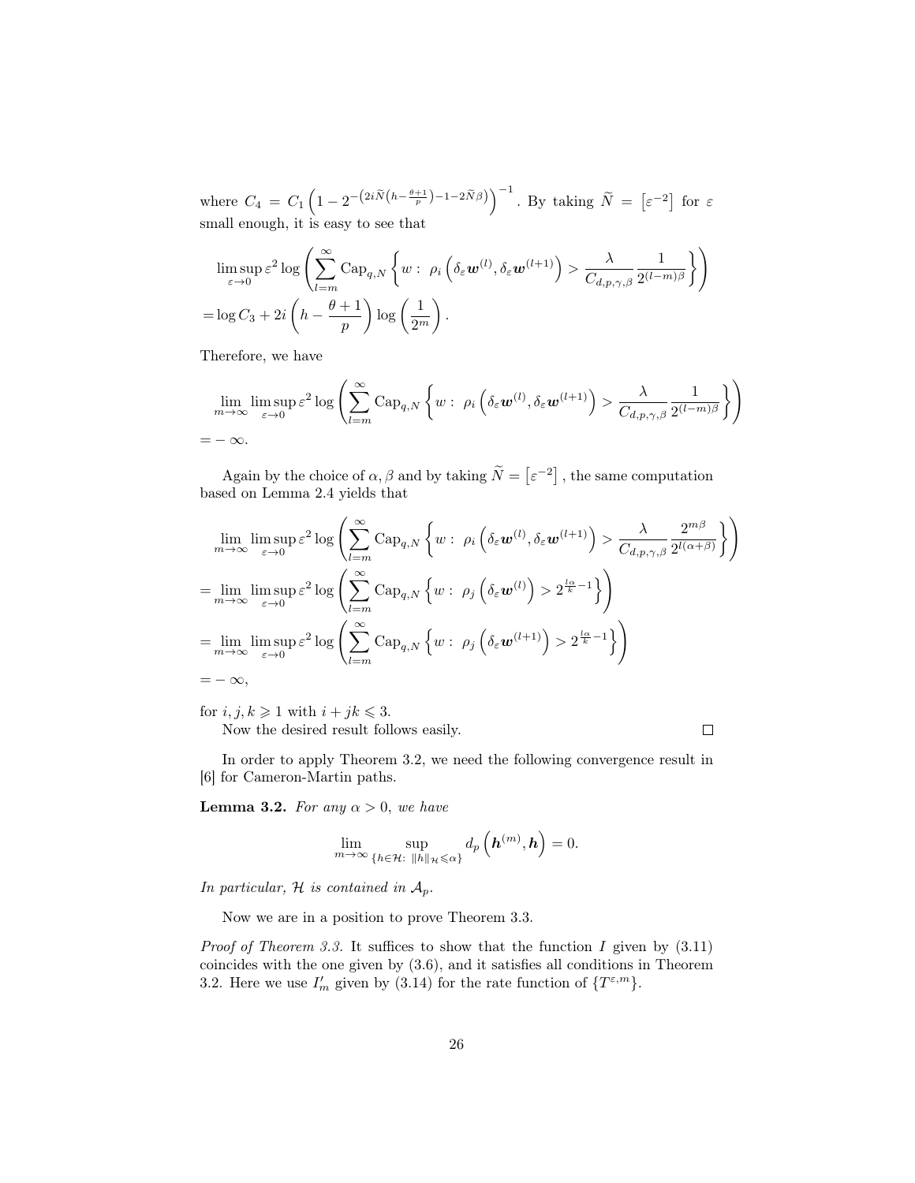where $C_4 = C_1\left(1-2^{-\left(2i\widetilde{N}\left(h-\frac{\theta+1}{p}\right)-1-2\widetilde{N}\beta\right)}\right)^{-1}$. By taking $\widetilde{N}=\left[\varepsilon^{-2}\right]$ for $\varepsilon$ small enough, it is easy to see that

$$
\begin{aligned}
&\limsup_{\varepsilon\to 0}\varepsilon^2\log\left(\sum_{l=m}^{\infty}\mathrm{Cap}_{q,N}\left\{w:\ \rho_i\left(\delta_\varepsilon \boldsymbol{w}^{(l)},\delta_\varepsilon \boldsymbol{w}^{(l+1)}\right)>\frac{\lambda}{C_{d,p,\gamma,\beta}}\frac{1}{2^{(l-m)\beta}}\right\}\right)\\
=&\log C_3+2i\left(h-\frac{\theta+1}{p}\right)\log\left(\frac{1}{2^m}\right).
\end{aligned}
$$

Therefore, we have

$$
\begin{aligned}
&\lim_{m\to\infty}\limsup_{\varepsilon\to 0}\varepsilon^2\log\left(\sum_{l=m}^{\infty}\mathrm{Cap}_{q,N}\left\{w:\ \rho_i\left(\delta_\varepsilon \boldsymbol{w}^{(l)},\delta_\varepsilon \boldsymbol{w}^{(l+1)}\right)>\frac{\lambda}{C_{d,p,\gamma,\beta}}\frac{1}{2^{(l-m)\beta}}\right\}\right)\\
=&-\infty.
\end{aligned}
$$

Again by the choice of $\alpha,\beta$ and by taking $\widetilde{N}=\left[\varepsilon^{-2}\right]$, the same computation based on Lemma 2.4 yields that

$$
\begin{aligned}
&\lim_{m\to\infty}\limsup_{\varepsilon\to 0}\varepsilon^2\log\left(\sum_{l=m}^{\infty}\mathrm{Cap}_{q,N}\left\{w:\ \rho_i\left(\delta_\varepsilon \boldsymbol{w}^{(l)},\delta_\varepsilon \boldsymbol{w}^{(l+1)}\right)>\frac{\lambda}{C_{d,p,\gamma,\beta}}\frac{2^{m\beta}}{2^{l(\alpha+\beta)}}\right\}\right)\\
=&\lim_{m\to\infty}\limsup_{\varepsilon\to 0}\varepsilon^2\log\left(\sum_{l=m}^{\infty}\mathrm{Cap}_{q,N}\left\{w:\ \rho_j\left(\delta_\varepsilon \boldsymbol{w}^{(l)}\right)>2^{\frac{l\alpha}{k}-1}\right\}\right)\\
=&\lim_{m\to\infty}\limsup_{\varepsilon\to 0}\varepsilon^2\log\left(\sum_{l=m}^{\infty}\mathrm{Cap}_{q,N}\left\{w:\ \rho_j\left(\delta_\varepsilon \boldsymbol{w}^{(l+1)}\right)>2^{\frac{l\alpha}{k}-1}\right\}\right)\\
=&-\infty,
\end{aligned}
$$

for $i,j,k\geqslant 1$ with $i+jk\leqslant 3$.

Now the desired result follows easily. □

In order to apply Theorem 3.2, we need the following convergence result in [6] for Cameron-Martin paths.

**Lemma 3.2.** *For any $\alpha>0$, we have*

$$
\lim_{m\to\infty}\sup_{\{h\in\mathcal{H}:\ \|h\|_{\mathcal{H}}\leqslant\alpha\}}d_p\left(\boldsymbol{h}^{(m)},\boldsymbol{h}\right)=0.
$$

*In particular, $\mathcal{H}$ is contained in $\mathcal{A}_p$.*

Now we are in a position to prove Theorem 3.3.

*Proof of Theorem 3.3.* It suffices to show that the function $I$ given by (3.11) coincides with the one given by (3.6), and it satisfies all conditions in Theorem 3.2. Here we use $I'_m$ given by (3.14) for the rate function of $\{T^{\varepsilon,m}\}$.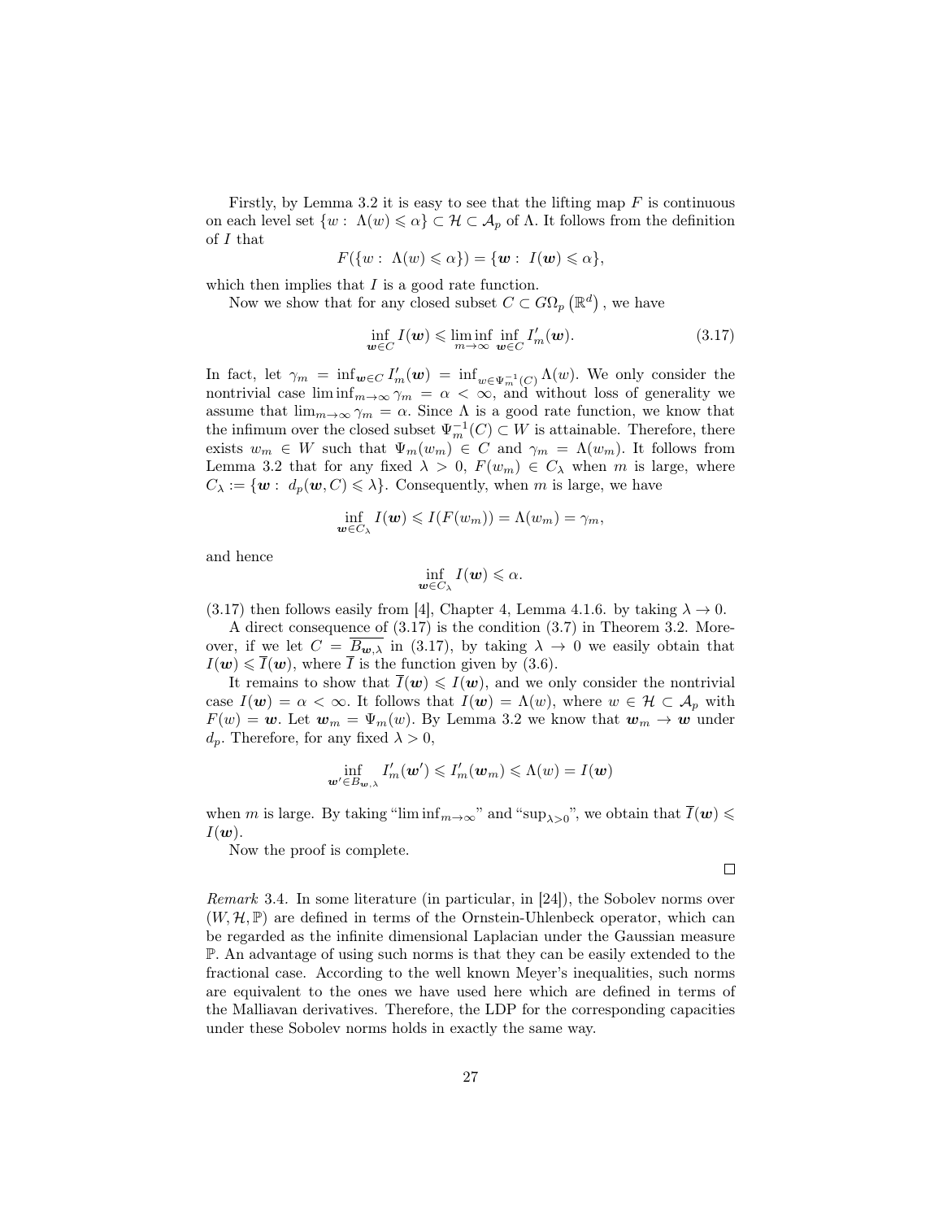Firstly, by Lemma 3.2 it is easy to see that the lifting map $F$ is continuous on each level set $\{w:\ \Lambda(w)\leqslant\alpha\}\subset\mathcal{H}\subset\mathcal{A}_p$ of $\Lambda$. It follows from the definition of $I$ that

$$F(\{w:\ \Lambda(w)\leqslant\alpha\})=\{\boldsymbol{w}:\ I(\boldsymbol{w})\leqslant\alpha\},$$

which then implies that $I$ is a good rate function.

Now we show that for any closed subset $C\subset G\Omega_p\left(\mathbb{R}^d\right)$, we have

$$\inf_{\boldsymbol{w}\in C}I(\boldsymbol{w})\leqslant\liminf_{m\to\infty}\inf_{\boldsymbol{w}\in C}I'_m(\boldsymbol{w}).\tag{3.17}$$

In fact, let $\gamma_m=\inf_{\boldsymbol{w}\in C}I'_m(\boldsymbol{w})=\inf_{w\in\Psi_m^{-1}(C)}\Lambda(w)$. We only consider the nontrivial case $\liminf_{m\to\infty}\gamma_m=\alpha<\infty$, and without loss of generality we assume that $\lim_{m\to\infty}\gamma_m=\alpha$. Since $\Lambda$ is a good rate function, we know that the infimum over the closed subset $\Psi_m^{-1}(C)\subset W$ is attainable. Therefore, there exists $w_m\in W$ such that $\Psi_m(w_m)\in C$ and $\gamma_m=\Lambda(w_m)$. It follows from Lemma 3.2 that for any fixed $\lambda>0$, $F(w_m)\in C_\lambda$ when $m$ is large, where $C_\lambda:=\{\boldsymbol{w}:\ d_p(\boldsymbol{w},C)\leqslant\lambda\}$. Consequently, when $m$ is large, we have

$$\inf_{\boldsymbol{w}\in C_\lambda}I(\boldsymbol{w})\leqslant I(F(w_m))=\Lambda(w_m)=\gamma_m,$$

and hence

$$\inf_{\boldsymbol{w}\in C_\lambda}I(\boldsymbol{w})\leqslant\alpha.$$

(3.17) then follows easily from [4], Chapter 4, Lemma 4.1.6. by taking $\lambda\to0$.

A direct consequence of (3.17) is the condition (3.7) in Theorem 3.2. Moreover, if we let $C=\overline{B_{\boldsymbol{w},\lambda}}$ in (3.17), by taking $\lambda\to0$ we easily obtain that $I(\boldsymbol{w})\leqslant\overline{I}(\boldsymbol{w})$, where $\overline{I}$ is the function given by (3.6).

It remains to show that $\overline{I}(\boldsymbol{w})\leqslant I(\boldsymbol{w})$, and we only consider the nontrivial case $I(\boldsymbol{w})=\alpha<\infty$. It follows that $I(\boldsymbol{w})=\Lambda(w)$, where $w\in\mathcal{H}\subset\mathcal{A}_p$ with $F(w)=\boldsymbol{w}$. Let $\boldsymbol{w}_m=\Psi_m(w)$. By Lemma 3.2 we know that $\boldsymbol{w}_m\to\boldsymbol{w}$ under $d_p$. Therefore, for any fixed $\lambda>0$,

$$\inf_{\boldsymbol{w}'\in B_{\boldsymbol{w},\lambda}}I'_m(\boldsymbol{w}')\leqslant I'_m(\boldsymbol{w}_m)\leqslant\Lambda(w)=I(\boldsymbol{w})$$

when $m$ is large. By taking "$\liminf_{m\to\infty}$" and "$\sup_{\lambda>0}$", we obtain that $\overline{I}(\boldsymbol{w})\leqslant I(\boldsymbol{w})$.

Now the proof is complete.

□

*Remark* 3.4. In some literature (in particular, in [24]), the Sobolev norms over $(W,\mathcal{H},\mathbb{P})$ are defined in terms of the Ornstein-Uhlenbeck operator, which can be regarded as the infinite dimensional Laplacian under the Gaussian measure $\mathbb{P}$. An advantage of using such norms is that they can be easily extended to the fractional case. According to the well known Meyer's inequalities, such norms are equivalent to the ones we have used here which are defined in terms of the Malliavan derivatives. Therefore, the LDP for the corresponding capacities under these Sobolev norms holds in exactly the same way.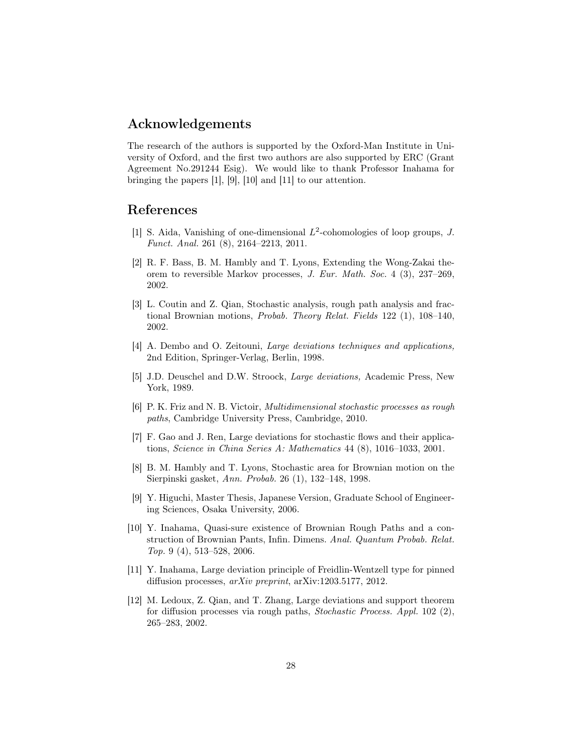## Acknowledgements

The research of the authors is supported by the Oxford-Man Institute in University of Oxford, and the first two authors are also supported by ERC (Grant Agreement No.291244 Esig). We would like to thank Professor Inahama for bringing the papers [1], [9], [10] and [11] to our attention.

## References

[1] S. Aida, Vanishing of one-dimensional $L^2$-cohomologies of loop groups, *J. Funct. Anal.* 261 (8), 2164–2213, 2011.

[2] R. F. Bass, B. M. Hambly and T. Lyons, Extending the Wong-Zakai theorem to reversible Markov processes, *J. Eur. Math. Soc.* 4 (3), 237–269, 2002.

[3] L. Coutin and Z. Qian, Stochastic analysis, rough path analysis and fractional Brownian motions, *Probab. Theory Relat. Fields* 122 (1), 108–140, 2002.

[4] A. Dembo and O. Zeitouni, *Large deviations techniques and applications,* 2nd Edition, Springer-Verlag, Berlin, 1998.

[5] J.D. Deuschel and D.W. Stroock, *Large deviations,* Academic Press, New York, 1989.

[6] P. K. Friz and N. B. Victoir, *Multidimensional stochastic processes as rough paths*, Cambridge University Press, Cambridge, 2010.

[7] F. Gao and J. Ren, Large deviations for stochastic flows and their applications, *Science in China Series A: Mathematics* 44 (8), 1016–1033, 2001.

[8] B. M. Hambly and T. Lyons, Stochastic area for Brownian motion on the Sierpinski gasket, *Ann. Probab.* 26 (1), 132–148, 1998.

[9] Y. Higuchi, Master Thesis, Japanese Version, Graduate School of Engineering Sciences, Osaka University, 2006.

[10] Y. Inahama, Quasi-sure existence of Brownian Rough Paths and a construction of Brownian Pants, Infin. Dimens. *Anal. Quantum Probab. Relat. Top.* 9 (4), 513–528, 2006.

[11] Y. Inahama, Large deviation principle of Freidlin-Wentzell type for pinned diffusion processes, *arXiv preprint*, arXiv:1203.5177, 2012.

[12] M. Ledoux, Z. Qian, and T. Zhang, Large deviations and support theorem for diffusion processes via rough paths, *Stochastic Process. Appl.* 102 (2), 265–283, 2002.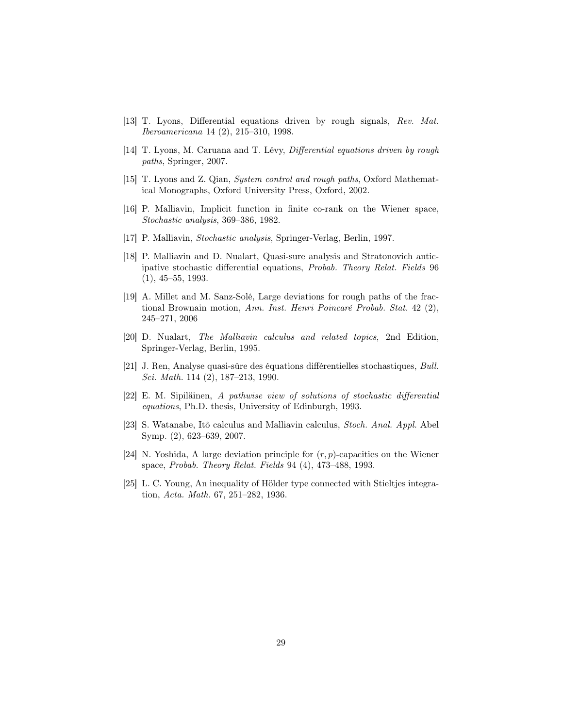[13] T. Lyons, Differential equations driven by rough signals, *Rev. Mat. Iberoamericana* 14 (2), 215–310, 1998.

[14] T. Lyons, M. Caruana and T. Lévy, *Differential equations driven by rough paths*, Springer, 2007.

[15] T. Lyons and Z. Qian, *System control and rough paths*, Oxford Mathematical Monographs, Oxford University Press, Oxford, 2002.

[16] P. Malliavin, Implicit function in finite co-rank on the Wiener space, *Stochastic analysis*, 369–386, 1982.

[17] P. Malliavin, *Stochastic analysis*, Springer-Verlag, Berlin, 1997.

[18] P. Malliavin and D. Nualart, Quasi-sure analysis and Stratonovich anticipative stochastic differential equations, *Probab. Theory Relat. Fields* 96 (1), 45–55, 1993.

[19] A. Millet and M. Sanz-Solé, Large deviations for rough paths of the fractional Brownain motion, *Ann. Inst. Henri Poincaré Probab. Stat.* 42 (2), 245–271, 2006

[20] D. Nualart, *The Malliavin calculus and related topics*, 2nd Edition, Springer-Verlag, Berlin, 1995.

[21] J. Ren, Analyse quasi-sûre des équations différentielles stochastiques, *Bull. Sci. Math.* 114 (2), 187–213, 1990.

[22] E. M. Sipiläinen, *A pathwise view of solutions of stochastic differential equations*, Ph.D. thesis, University of Edinburgh, 1993.

[23] S. Watanabe, Itô calculus and Malliavin calculus, *Stoch. Anal. Appl.* Abel Symp. (2), 623–639, 2007.

[24] N. Yoshida, A large deviation principle for $(r, p)$-capacities on the Wiener space, *Probab. Theory Relat. Fields* 94 (4), 473–488, 1993.

[25] L. C. Young, An inequality of Hölder type connected with Stieltjes integration, *Acta. Math.* 67, 251–282, 1936.